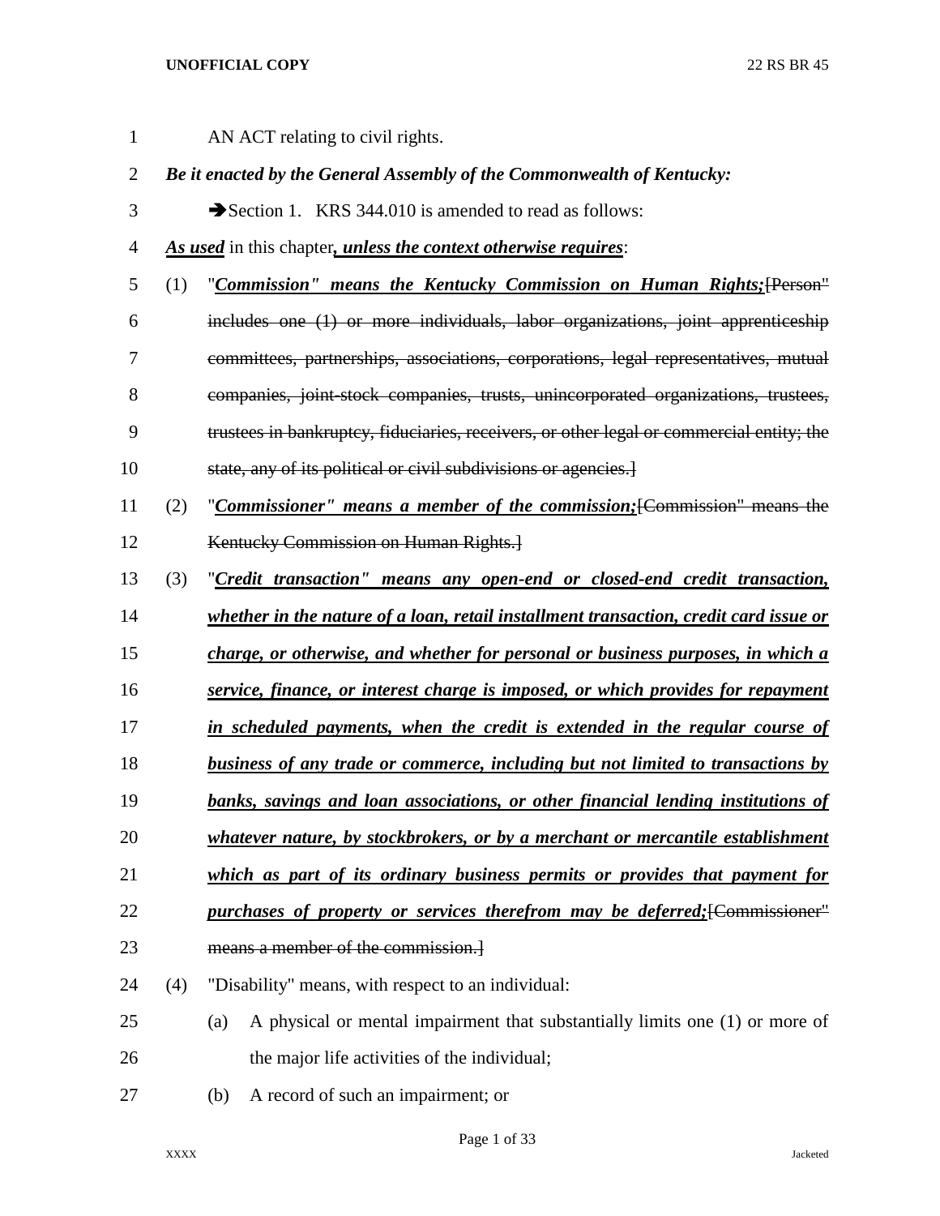AN ACT relating to civil rights.

***Be it enacted by the General Assembly of the Commonwealth of Kentucky:***

➔Section 1. KRS 344.010 is amended to read as follows:

***As used*** in this chapter***, unless the context otherwise requires***:

(1) "***Commission" means the Kentucky Commission on Human Rights;***~~[Person" includes one (1) or more individuals, labor organizations, joint apprenticeship committees, partnerships, associations, corporations, legal representatives, mutual companies, joint-stock companies, trusts, unincorporated organizations, trustees, trustees in bankruptcy, fiduciaries, receivers, or other legal or commercial entity; the state, any of its political or civil subdivisions or agencies.]~~

(2) "***Commissioner" means a member of the commission;***~~[Commission" means the Kentucky Commission on Human Rights.]~~

(3) "***Credit transaction" means any open-end or closed-end credit transaction, whether in the nature of a loan, retail installment transaction, credit card issue or charge, or otherwise, and whether for personal or business purposes, in which a service, finance, or interest charge is imposed, or which provides for repayment in scheduled payments, when the credit is extended in the regular course of business of any trade or commerce, including but not limited to transactions by banks, savings and loan associations, or other financial lending institutions of whatever nature, by stockbrokers, or by a merchant or mercantile establishment which as part of its ordinary business permits or provides that payment for purchases of property or services therefrom may be deferred;***~~[Commissioner" means a member of the commission.]~~

(4) "Disability" means, with respect to an individual:

(a) A physical or mental impairment that substantially limits one (1) or more of the major life activities of the individual;

(b) A record of such an impairment; or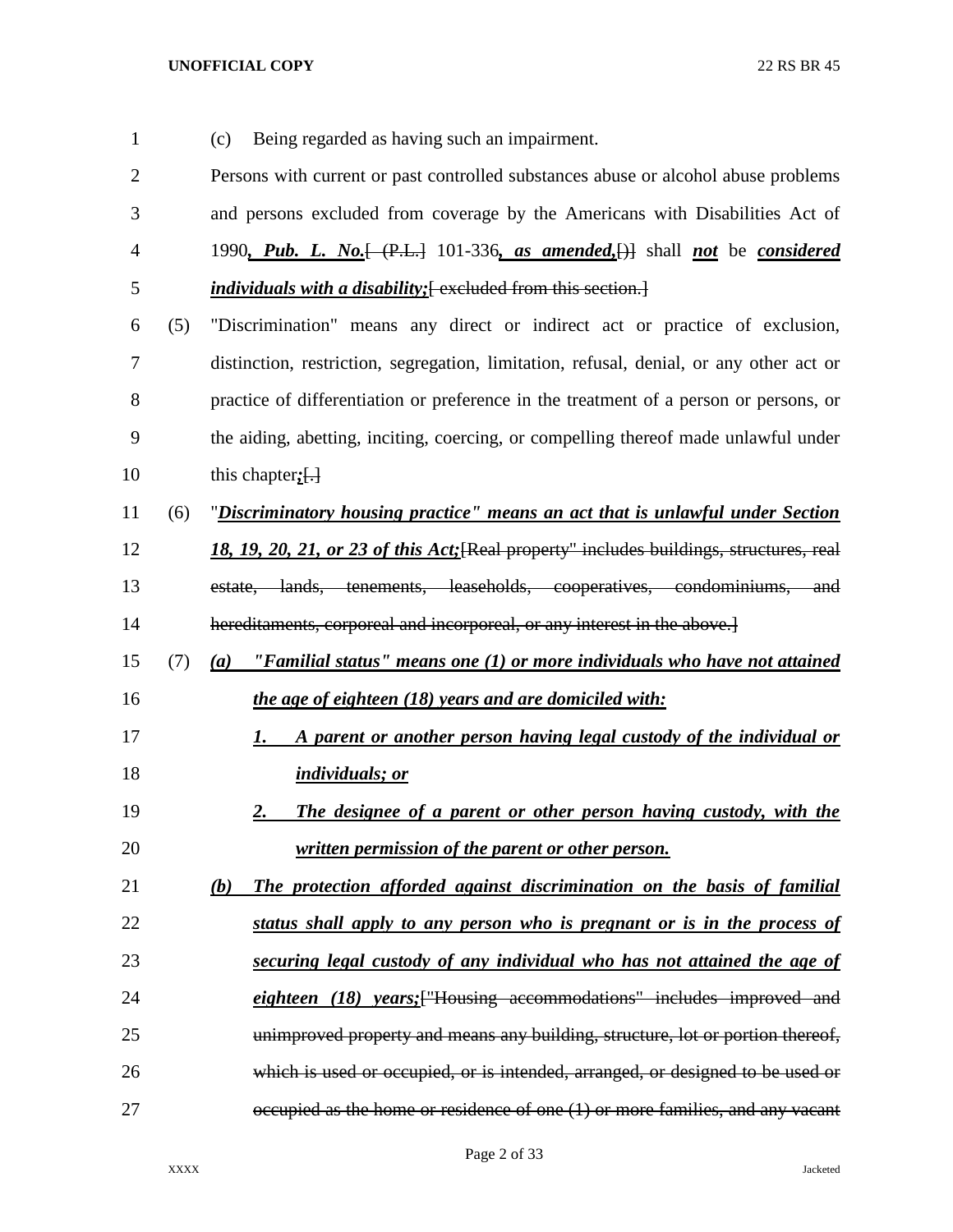(c) Being regarded as having such an impairment.

Persons with current or past controlled substances abuse or alcohol abuse problems and persons excluded from coverage by the Americans with Disabilities Act of 1990***, Pub. L. No.***~~[ (P.L.]~~ 101-336***, as amended,***~~[)]~~ shall ***not*** be ***considered individuals with a disability;***~~[ excluded from this section.]~~

(5) "Discrimination" means any direct or indirect act or practice of exclusion, distinction, restriction, segregation, limitation, refusal, denial, or any other act or practice of differentiation or preference in the treatment of a person or persons, or the aiding, abetting, inciting, coercing, or compelling thereof made unlawful under this chapter***;***~~[.]~~

(6) "***Discriminatory housing practice" means an act that is unlawful under Section 18, 19, 20, 21, or 23 of this Act;***~~[Real property" includes buildings, structures, real estate, lands, tenements, leaseholds, cooperatives, condominiums, and hereditaments, corporeal and incorporeal, or any interest in the above.]~~

(7) ***(a) "Familial status" means one (1) or more individuals who have not attained the age of eighteen (18) years and are domiciled with:***

***1. A parent or another person having legal custody of the individual or individuals; or***

***2. The designee of a parent or other person having custody, with the written permission of the parent or other person.***

***(b) The protection afforded against discrimination on the basis of familial status shall apply to any person who is pregnant or is in the process of securing legal custody of any individual who has not attained the age of eighteen (18) years;***~~["Housing accommodations" includes improved and unimproved property and means any building, structure, lot or portion thereof, which is used or occupied, or is intended, arranged, or designed to be used or occupied as the home or residence of one (1) or more families, and any vacant~~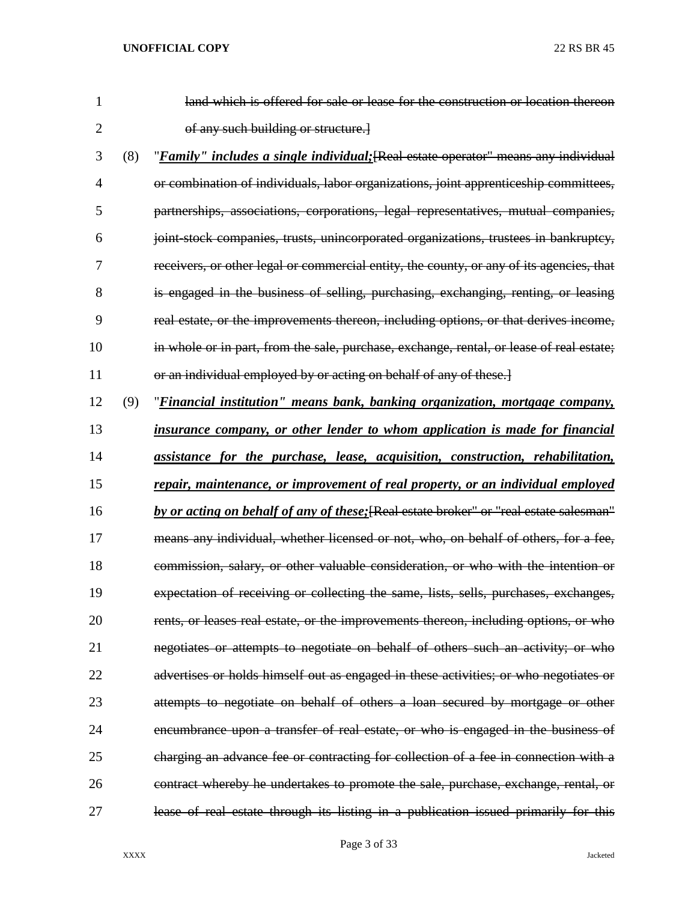~~land which is offered for sale or lease for the construction or location thereon of any such building or structure.]~~

(8) "***Family" includes a single individual;***~~[Real estate operator" means any individual or combination of individuals, labor organizations, joint apprenticeship committees, partnerships, associations, corporations, legal representatives, mutual companies, joint-stock companies, trusts, unincorporated organizations, trustees in bankruptcy, receivers, or other legal or commercial entity, the county, or any of its agencies, that is engaged in the business of selling, purchasing, exchanging, renting, or leasing real estate, or the improvements thereon, including options, or that derives income, in whole or in part, from the sale, purchase, exchange, rental, or lease of real estate; or an individual employed by or acting on behalf of any of these.]~~

(9) "***Financial institution" means bank, banking organization, mortgage company, insurance company, or other lender to whom application is made for financial assistance for the purchase, lease, acquisition, construction, rehabilitation, repair, maintenance, or improvement of real property, or an individual employed by or acting on behalf of any of these;***~~[Real estate broker" or "real estate salesman" means any individual, whether licensed or not, who, on behalf of others, for a fee, commission, salary, or other valuable consideration, or who with the intention or expectation of receiving or collecting the same, lists, sells, purchases, exchanges, rents, or leases real estate, or the improvements thereon, including options, or who negotiates or attempts to negotiate on behalf of others such an activity; or who advertises or holds himself out as engaged in these activities; or who negotiates or attempts to negotiate on behalf of others a loan secured by mortgage or other encumbrance upon a transfer of real estate, or who is engaged in the business of charging an advance fee or contracting for collection of a fee in connection with a contract whereby he undertakes to promote the sale, purchase, exchange, rental, or lease of real estate through its listing in a publication issued primarily for this~~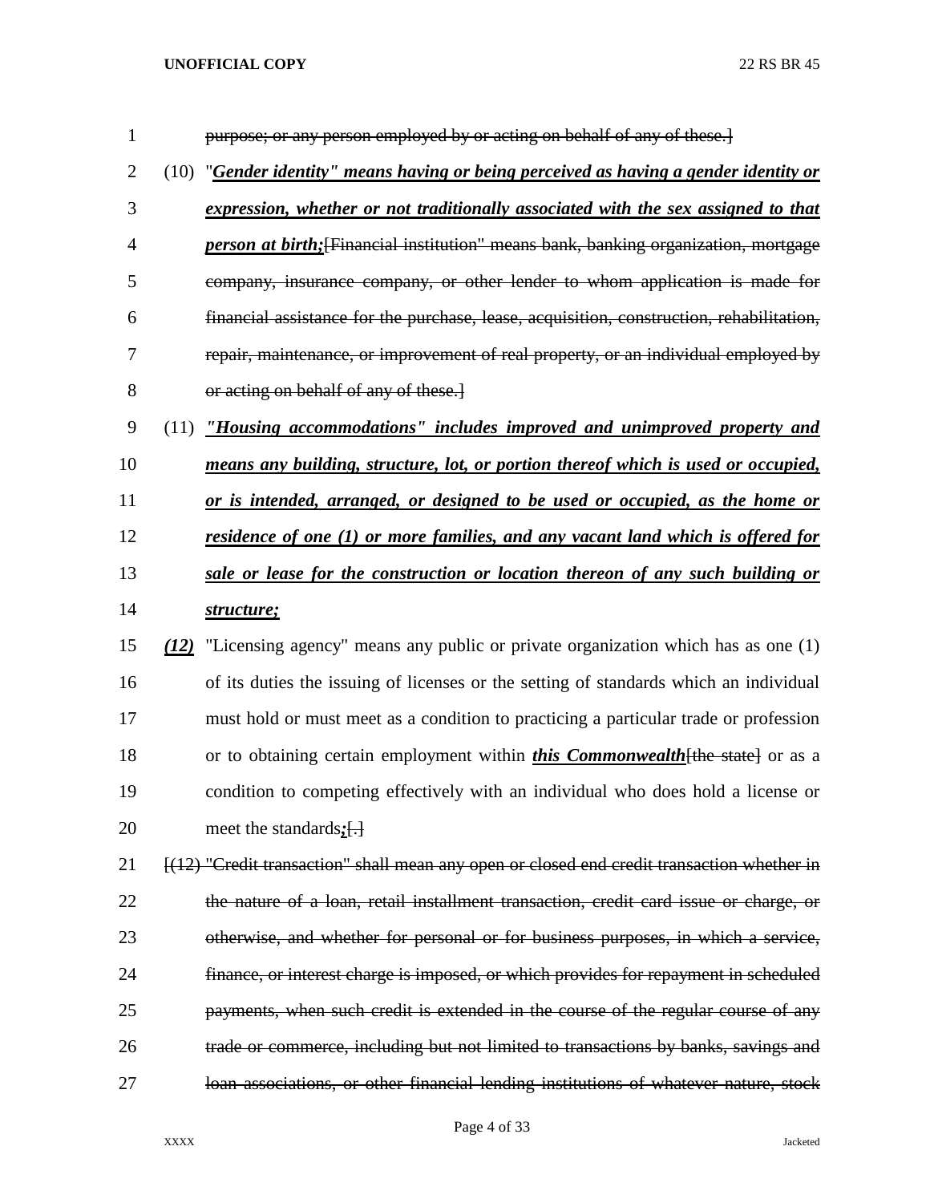purpose; or any person employed by or acting on behalf of any of these.]

(10) "***Gender identity" means having or being perceived as having a gender identity or expression, whether or not traditionally associated with the sex assigned to that person at birth;***[Financial institution" means bank, banking organization, mortgage company, insurance company, or other lender to whom application is made for financial assistance for the purchase, lease, acquisition, construction, rehabilitation, repair, maintenance, or improvement of real property, or an individual employed by or acting on behalf of any of these.]

(11) ***"Housing accommodations" includes improved and unimproved property and means any building, structure, lot, or portion thereof which is used or occupied, or is intended, arranged, or designed to be used or occupied, as the home or residence of one (1) or more families, and any vacant land which is offered for sale or lease for the construction or location thereon of any such building or structure;***

***(12)*** "Licensing agency" means any public or private organization which has as one (1) of its duties the issuing of licenses or the setting of standards which an individual must hold or must meet as a condition to practicing a particular trade or profession or to obtaining certain employment within ***this Commonwealth***[the state] or as a condition to competing effectively with an individual who does hold a license or meet the standards***;***[.]

[(12) "Credit transaction" shall mean any open or closed end credit transaction whether in the nature of a loan, retail installment transaction, credit card issue or charge, or otherwise, and whether for personal or for business purposes, in which a service, finance, or interest charge is imposed, or which provides for repayment in scheduled payments, when such credit is extended in the course of the regular course of any trade or commerce, including but not limited to transactions by banks, savings and loan associations, or other financial lending institutions of whatever nature, stock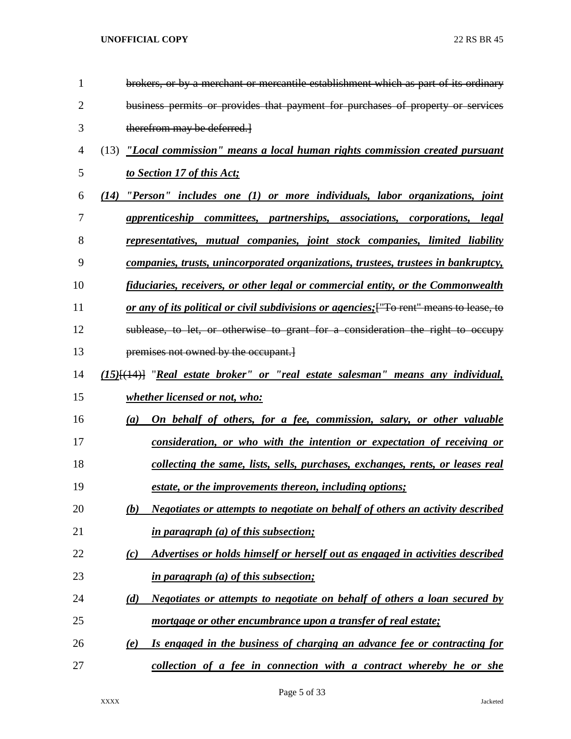brokers, or by a merchant or mercantile establishment which as part of its ordinary business permits or provides that payment for purchases of property or services therefrom may be deferred.]

(13) ***"Local commission" means a local human rights commission created pursuant to Section 17 of this Act;***

***(14) "Person" includes one (1) or more individuals, labor organizations, joint apprenticeship committees, partnerships, associations, corporations, legal representatives, mutual companies, joint stock companies, limited liability companies, trusts, unincorporated organizations, trustees, trustees in bankruptcy, fiduciaries, receivers, or other legal or commercial entity, or the Commonwealth or any of its political or civil subdivisions or agencies;***["To rent" means to lease, to sublease, to let, or otherwise to grant for a consideration the right to occupy premises not owned by the occupant.]

***(15)***[(14)] "***Real estate broker" or "real estate salesman" means any individual, whether licensed or not, who:***

***(a) On behalf of others, for a fee, commission, salary, or other valuable consideration, or who with the intention or expectation of receiving or collecting the same, lists, sells, purchases, exchanges, rents, or leases real estate, or the improvements thereon, including options;***

***(b) Negotiates or attempts to negotiate on behalf of others an activity described in paragraph (a) of this subsection;***

***(c) Advertises or holds himself or herself out as engaged in activities described in paragraph (a) of this subsection;***

***(d) Negotiates or attempts to negotiate on behalf of others a loan secured by mortgage or other encumbrance upon a transfer of real estate;***

***(e) Is engaged in the business of charging an advance fee or contracting for collection of a fee in connection with a contract whereby he or she***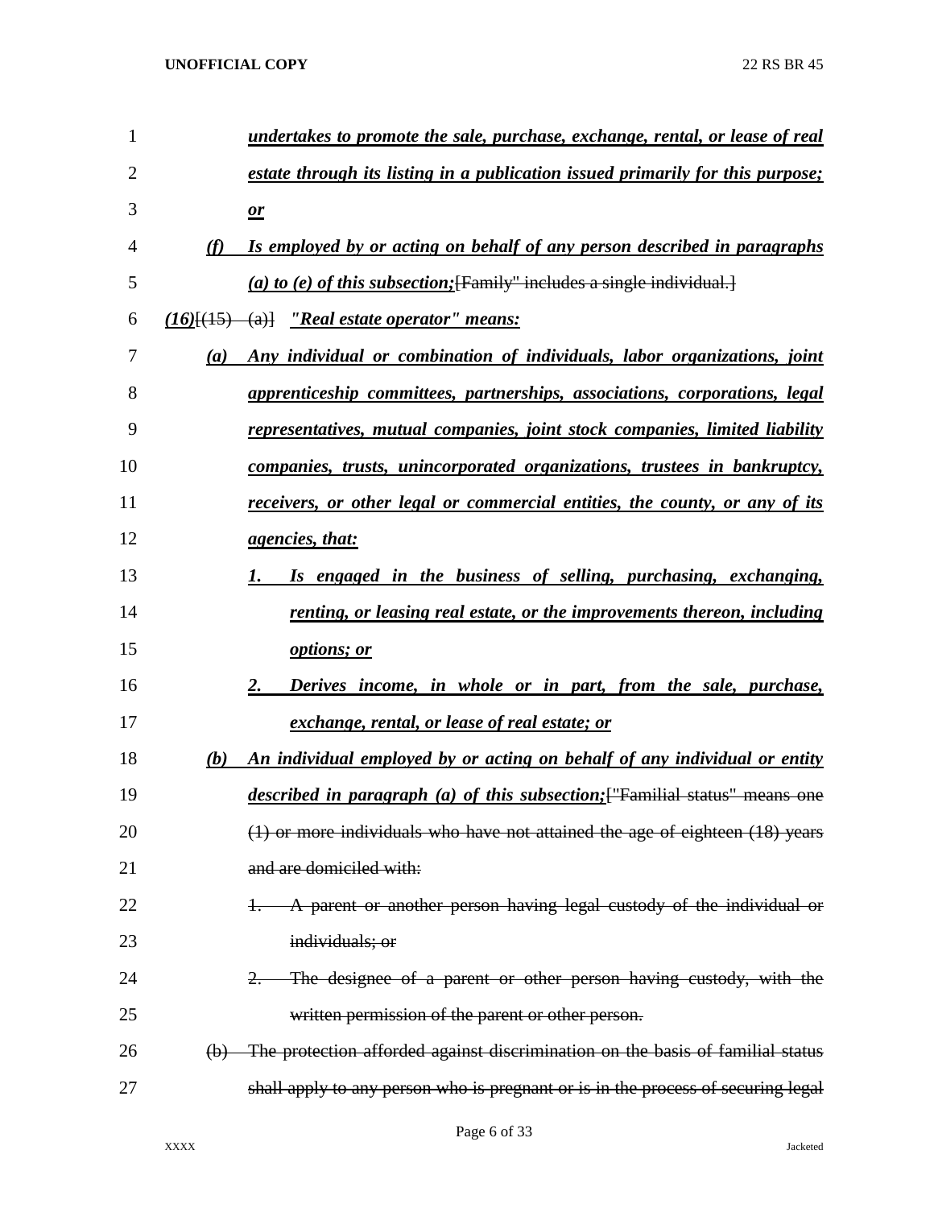*undertakes to promote the sale, purchase, exchange, rental, or lease of real estate through its listing in a publication issued primarily for this purpose; or*

*(f) Is employed by or acting on behalf of any person described in paragraphs (a) to (e) of this subsection;*[Family" includes a single individual.]

*(16)*[(15) (a)] *"Real estate operator" means:*

*(a) Any individual or combination of individuals, labor organizations, joint apprenticeship committees, partnerships, associations, corporations, legal representatives, mutual companies, joint stock companies, limited liability companies, trusts, unincorporated organizations, trustees in bankruptcy, receivers, or other legal or commercial entities, the county, or any of its agencies, that:*

*1. Is engaged in the business of selling, purchasing, exchanging, renting, or leasing real estate, or the improvements thereon, including options; or*

*2. Derives income, in whole or in part, from the sale, purchase, exchange, rental, or lease of real estate; or*

*(b) An individual employed by or acting on behalf of any individual or entity described in paragraph (a) of this subsection;*["Familial status" means one (1) or more individuals who have not attained the age of eighteen (18) years and are domiciled with:

1. A parent or another person having legal custody of the individual or individuals; or

2. The designee of a parent or other person having custody, with the written permission of the parent or other person.

(b) The protection afforded against discrimination on the basis of familial status shall apply to any person who is pregnant or is in the process of securing legal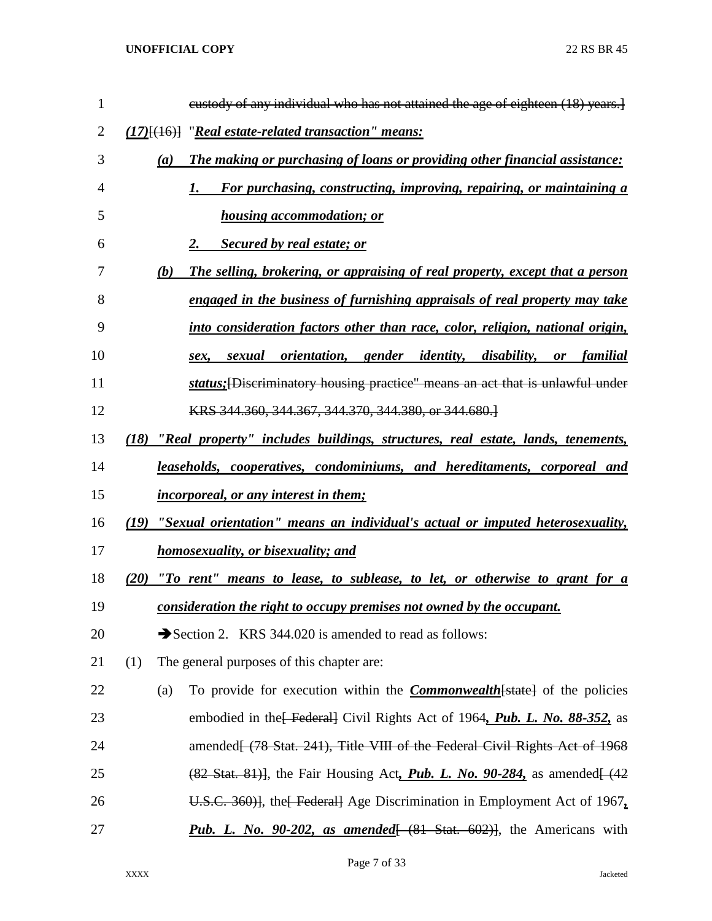custody of any individual who has not attained the age of eighteen (18) years.]

***(17)***[(16)] "***Real estate-related transaction" means:***

***(a) The making or purchasing of loans or providing other financial assistance:***

***1. For purchasing, constructing, improving, repairing, or maintaining a housing accommodation; or***

***2. Secured by real estate; or***

***(b) The selling, brokering, or appraising of real property, except that a person engaged in the business of furnishing appraisals of real property may take into consideration factors other than race, color, religion, national origin, sex, sexual orientation, gender identity, disability, or familial status;***[Discriminatory housing practice" means an act that is unlawful under KRS 344.360, 344.367, 344.370, 344.380, or 344.680.]

***(18) "Real property" includes buildings, structures, real estate, lands, tenements, leaseholds, cooperatives, condominiums, and hereditaments, corporeal and incorporeal, or any interest in them;***

***(19) "Sexual orientation" means an individual's actual or imputed heterosexuality, homosexuality, or bisexuality; and***

***(20) "To rent" means to lease, to sublease, to let, or otherwise to grant for a consideration the right to occupy premises not owned by the occupant.***

➔Section 2. KRS 344.020 is amended to read as follows:

(1) The general purposes of this chapter are:

(a) To provide for execution within the ***Commonwealth***[state] of the policies embodied in the[ Federal] Civil Rights Act of 1964***, Pub. L. No. 88-352,*** as amended[ (78 Stat. 241), Title VIII of the Federal Civil Rights Act of 1968 (82 Stat. 81)], the Fair Housing Act***, Pub. L. No. 90-284,*** as amended[ (42 U.S.C. 360)], the[ Federal] Age Discrimination in Employment Act of 1967***, Pub. L. No. 90-202, as amended***[ (81 Stat. 602)], the Americans with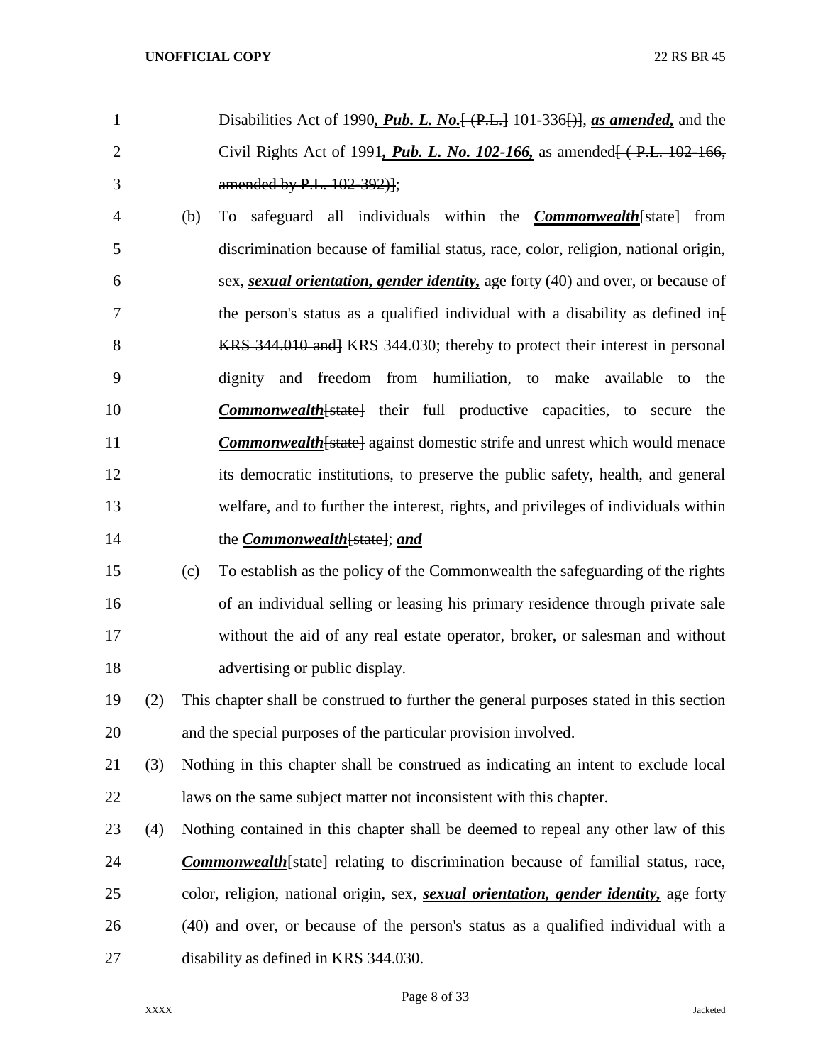Disabilities Act of 1990***, Pub. L. No.***[ (P.L.] 101-336[)], ***as amended,*** and the Civil Rights Act of 1991***, Pub. L. No. 102-166,*** as amended[ ( P.L. 102-166, amended by P.L. 102-392)];

(b) To safeguard all individuals within the ***Commonwealth***[state] from discrimination because of familial status, race, color, religion, national origin, sex, ***sexual orientation, gender identity,*** age forty (40) and over, or because of the person's status as a qualified individual with a disability as defined in[ KRS 344.010 and] KRS 344.030; thereby to protect their interest in personal dignity and freedom from humiliation, to make available to the ***Commonwealth***[state] their full productive capacities, to secure the ***Commonwealth***[state] against domestic strife and unrest which would menace its democratic institutions, to preserve the public safety, health, and general welfare, and to further the interest, rights, and privileges of individuals within the ***Commonwealth***[state]; ***and***

(c) To establish as the policy of the Commonwealth the safeguarding of the rights of an individual selling or leasing his primary residence through private sale without the aid of any real estate operator, broker, or salesman and without advertising or public display.

(2) This chapter shall be construed to further the general purposes stated in this section and the special purposes of the particular provision involved.

(3) Nothing in this chapter shall be construed as indicating an intent to exclude local laws on the same subject matter not inconsistent with this chapter.

(4) Nothing contained in this chapter shall be deemed to repeal any other law of this ***Commonwealth***[state] relating to discrimination because of familial status, race, color, religion, national origin, sex, ***sexual orientation, gender identity,*** age forty (40) and over, or because of the person's status as a qualified individual with a disability as defined in KRS 344.030.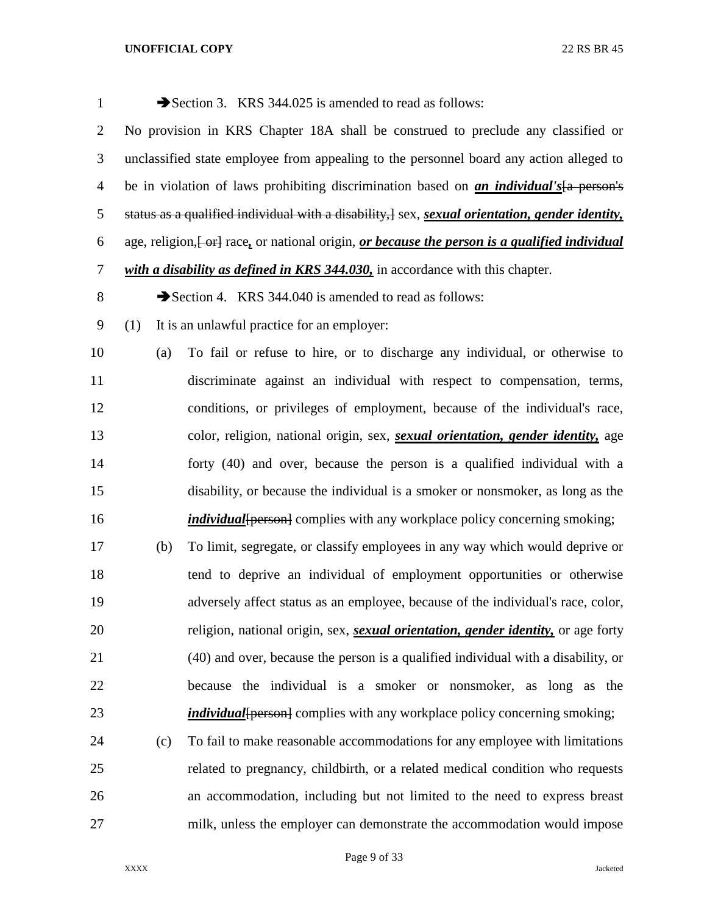➔Section 3. KRS 344.025 is amended to read as follows:

No provision in KRS Chapter 18A shall be construed to preclude any classified or unclassified state employee from appealing to the personnel board any action alleged to be in violation of laws prohibiting discrimination based on ***an individual's***[~~a person's status as a qualified individual with a disability,~~] sex, ***sexual orientation, gender identity,*** age, religion,[~~ or~~] race***,*** or national origin, ***or because the person is a qualified individual with a disability as defined in KRS 344.030,*** in accordance with this chapter.

➔Section 4. KRS 344.040 is amended to read as follows:

(1) It is an unlawful practice for an employer:

(a) To fail or refuse to hire, or to discharge any individual, or otherwise to discriminate against an individual with respect to compensation, terms, conditions, or privileges of employment, because of the individual's race, color, religion, national origin, sex, ***sexual orientation, gender identity,*** age forty (40) and over, because the person is a qualified individual with a disability, or because the individual is a smoker or nonsmoker, as long as the ***individual***[~~person~~] complies with any workplace policy concerning smoking;

(b) To limit, segregate, or classify employees in any way which would deprive or tend to deprive an individual of employment opportunities or otherwise adversely affect status as an employee, because of the individual's race, color, religion, national origin, sex, ***sexual orientation, gender identity,*** or age forty (40) and over, because the person is a qualified individual with a disability, or because the individual is a smoker or nonsmoker, as long as the ***individual***[~~person~~] complies with any workplace policy concerning smoking;

(c) To fail to make reasonable accommodations for any employee with limitations related to pregnancy, childbirth, or a related medical condition who requests an accommodation, including but not limited to the need to express breast milk, unless the employer can demonstrate the accommodation would impose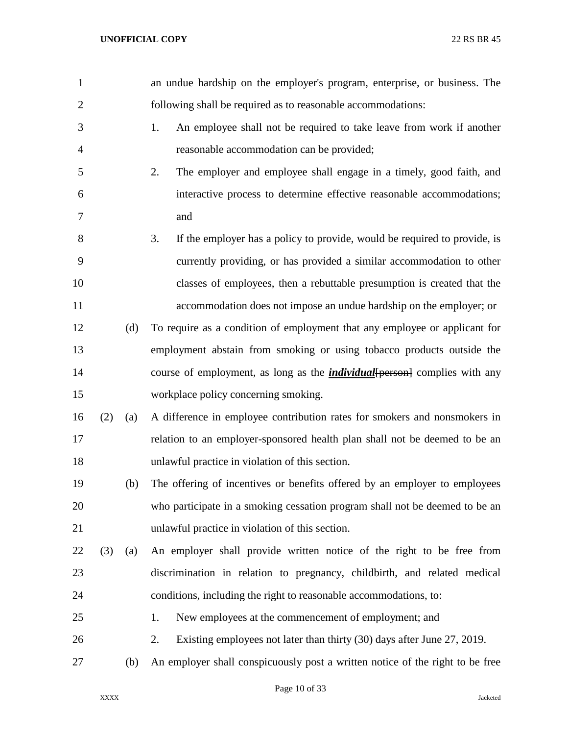an undue hardship on the employer's program, enterprise, or business. The following shall be required as to reasonable accommodations:

1. An employee shall not be required to take leave from work if another reasonable accommodation can be provided;
2. The employer and employee shall engage in a timely, good faith, and interactive process to determine effective reasonable accommodations; and
3. If the employer has a policy to provide, would be required to provide, is currently providing, or has provided a similar accommodation to other classes of employees, then a rebuttable presumption is created that the accommodation does not impose an undue hardship on the employer; or

(d) To require as a condition of employment that any employee or applicant for employment abstain from smoking or using tobacco products outside the course of employment, as long as the ***individual***~~[person]~~ complies with any workplace policy concerning smoking.

(2) (a) A difference in employee contribution rates for smokers and nonsmokers in relation to an employer-sponsored health plan shall not be deemed to be an unlawful practice in violation of this section.

(b) The offering of incentives or benefits offered by an employer to employees who participate in a smoking cessation program shall not be deemed to be an unlawful practice in violation of this section.

(3) (a) An employer shall provide written notice of the right to be free from discrimination in relation to pregnancy, childbirth, and related medical conditions, including the right to reasonable accommodations, to:

1. New employees at the commencement of employment; and
2. Existing employees not later than thirty (30) days after June 27, 2019.

(b) An employer shall conspicuously post a written notice of the right to be free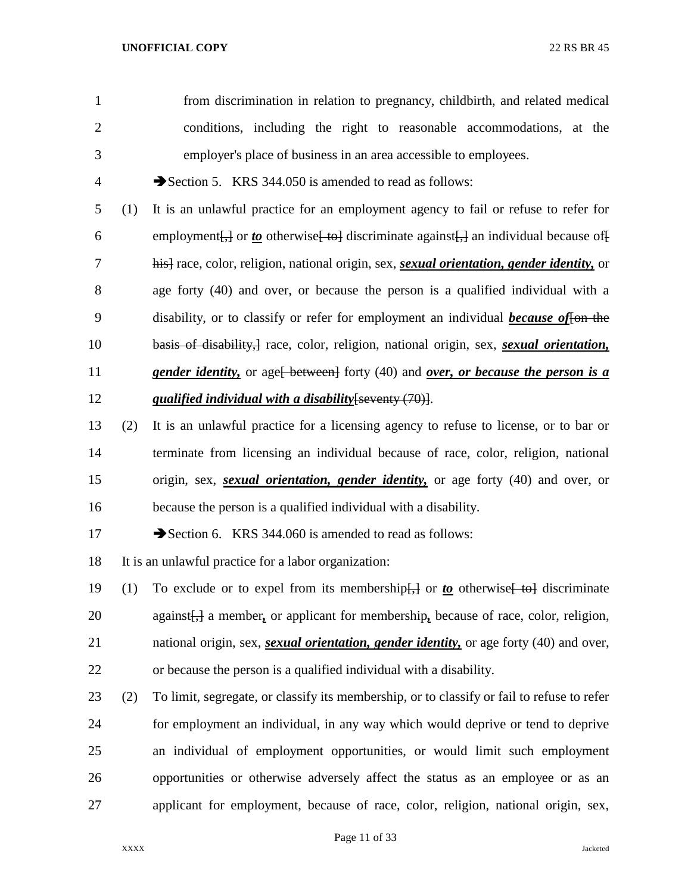from discrimination in relation to pregnancy, childbirth, and related medical conditions, including the right to reasonable accommodations, at the employer's place of business in an area accessible to employees.

➔Section 5. KRS 344.050 is amended to read as follows:

(1) It is an unlawful practice for an employment agency to fail or refuse to refer for employment[,] or ***to*** otherwise[ to] discriminate against[,] an individual because of[ his] race, color, religion, national origin, sex, ***sexual orientation, gender identity,*** or age forty (40) and over, or because the person is a qualified individual with a disability, or to classify or refer for employment an individual ***because of***[on the basis of disability,] race, color, religion, national origin, sex, ***sexual orientation, gender identity,*** or age[ between] forty (40) and ***over, or because the person is a qualified individual with a disability***[seventy (70)].

(2) It is an unlawful practice for a licensing agency to refuse to license, or to bar or terminate from licensing an individual because of race, color, religion, national origin, sex, ***sexual orientation, gender identity,*** or age forty (40) and over, or because the person is a qualified individual with a disability.

➔Section 6. KRS 344.060 is amended to read as follows:

It is an unlawful practice for a labor organization:

(1) To exclude or to expel from its membership[,] or ***to*** otherwise[ to] discriminate against[,] a member***,*** or applicant for membership***,*** because of race, color, religion, national origin, sex, ***sexual orientation, gender identity,*** or age forty (40) and over, or because the person is a qualified individual with a disability.

(2) To limit, segregate, or classify its membership, or to classify or fail to refuse to refer for employment an individual, in any way which would deprive or tend to deprive an individual of employment opportunities, or would limit such employment opportunities or otherwise adversely affect the status as an employee or as an applicant for employment, because of race, color, religion, national origin, sex,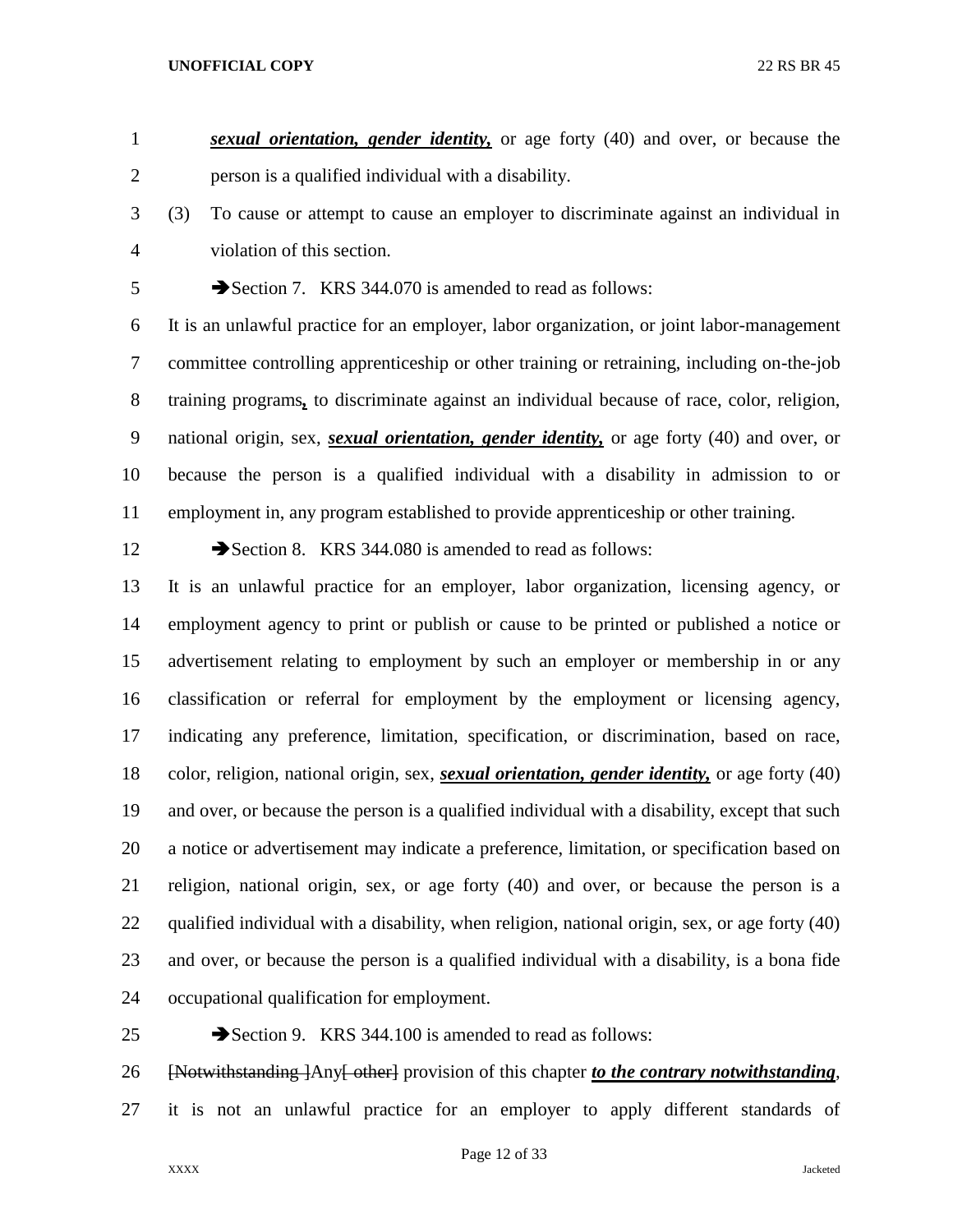***sexual orientation, gender identity,*** or age forty (40) and over, or because the person is a qualified individual with a disability.

(3) To cause or attempt to cause an employer to discriminate against an individual in violation of this section.

➔Section 7. KRS 344.070 is amended to read as follows:

It is an unlawful practice for an employer, labor organization, or joint labor-management committee controlling apprenticeship or other training or retraining, including on-the-job training programs**,** to discriminate against an individual because of race, color, religion, national origin, sex, ***sexual orientation, gender identity,*** or age forty (40) and over, or because the person is a qualified individual with a disability in admission to or employment in, any program established to provide apprenticeship or other training.

➔Section 8. KRS 344.080 is amended to read as follows:

It is an unlawful practice for an employer, labor organization, licensing agency, or employment agency to print or publish or cause to be printed or published a notice or advertisement relating to employment by such an employer or membership in or any classification or referral for employment by the employment or licensing agency, indicating any preference, limitation, specification, or discrimination, based on race, color, religion, national origin, sex, ***sexual orientation, gender identity,*** or age forty (40) and over, or because the person is a qualified individual with a disability, except that such a notice or advertisement may indicate a preference, limitation, or specification based on religion, national origin, sex, or age forty (40) and over, or because the person is a qualified individual with a disability, when religion, national origin, sex, or age forty (40) and over, or because the person is a qualified individual with a disability, is a bona fide occupational qualification for employment.

➔Section 9. KRS 344.100 is amended to read as follows:

~~[Notwithstanding ]~~Any~~[ other]~~ provision of this chapter ***to the contrary notwithstanding***, it is not an unlawful practice for an employer to apply different standards of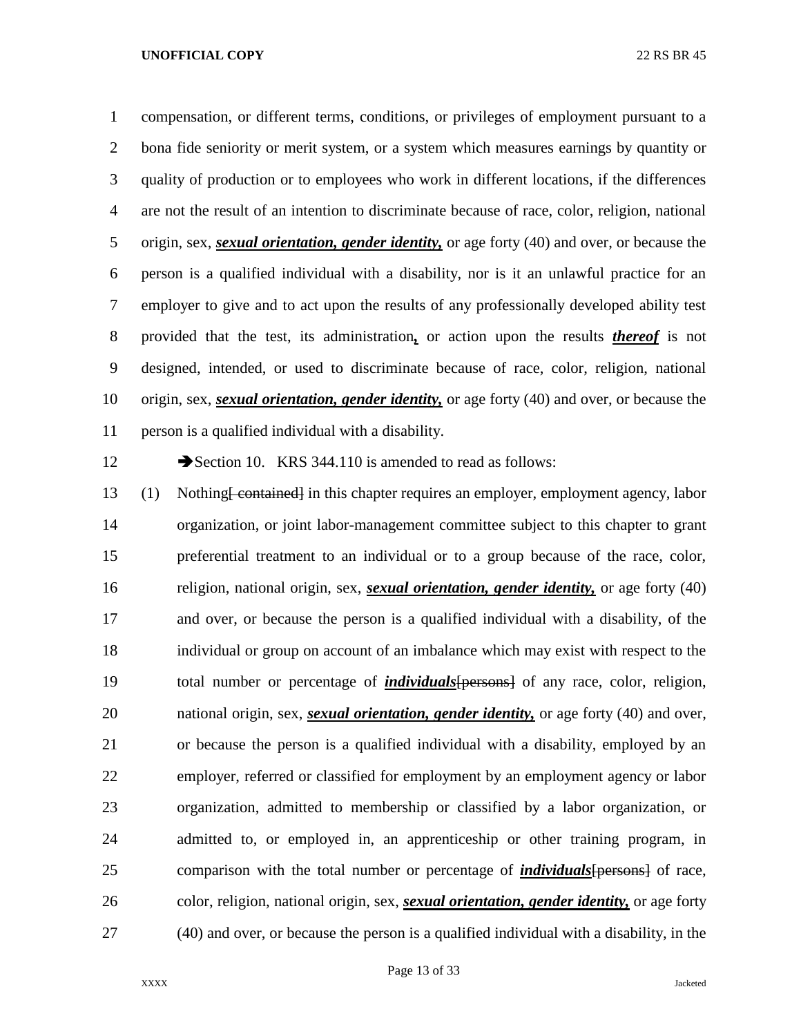compensation, or different terms, conditions, or privileges of employment pursuant to a bona fide seniority or merit system, or a system which measures earnings by quantity or quality of production or to employees who work in different locations, if the differences are not the result of an intention to discriminate because of race, color, religion, national origin, sex, ***sexual orientation, gender identity,*** or age forty (40) and over, or because the person is a qualified individual with a disability, nor is it an unlawful practice for an employer to give and to act upon the results of any professionally developed ability test provided that the test, its administration**,** or action upon the results ***thereof*** is not designed, intended, or used to discriminate because of race, color, religion, national origin, sex, ***sexual orientation, gender identity,*** or age forty (40) and over, or because the person is a qualified individual with a disability.

➔Section 10. KRS 344.110 is amended to read as follows:

(1) Nothing~~[ contained]~~ in this chapter requires an employer, employment agency, labor organization, or joint labor-management committee subject to this chapter to grant preferential treatment to an individual or to a group because of the race, color, religion, national origin, sex, ***sexual orientation, gender identity,*** or age forty (40) and over, or because the person is a qualified individual with a disability, of the individual or group on account of an imbalance which may exist with respect to the total number or percentage of ***individuals***~~[persons]~~ of any race, color, religion, national origin, sex, ***sexual orientation, gender identity,*** or age forty (40) and over, or because the person is a qualified individual with a disability, employed by an employer, referred or classified for employment by an employment agency or labor organization, admitted to membership or classified by a labor organization, or admitted to, or employed in, an apprenticeship or other training program, in comparison with the total number or percentage of ***individuals***~~[persons]~~ of race, color, religion, national origin, sex, ***sexual orientation, gender identity,*** or age forty (40) and over, or because the person is a qualified individual with a disability, in the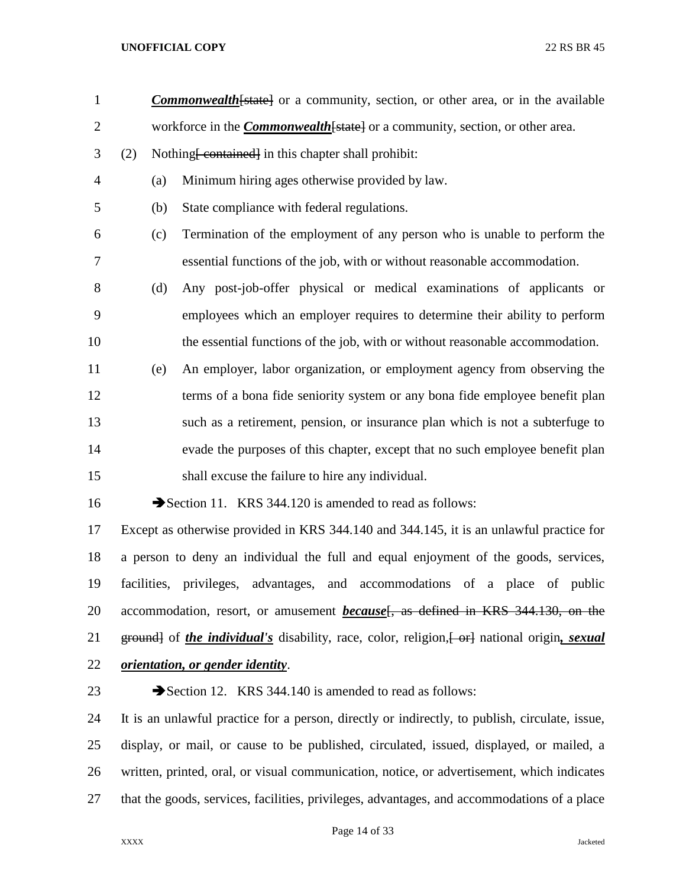***Commonwealth***~~[state]~~ or a community, section, or other area, or in the available workforce in the ***Commonwealth***~~[state]~~ or a community, section, or other area.

(2) Nothing~~[ contained]~~ in this chapter shall prohibit:

(a) Minimum hiring ages otherwise provided by law.

(b) State compliance with federal regulations.

(c) Termination of the employment of any person who is unable to perform the essential functions of the job, with or without reasonable accommodation.

(d) Any post-job-offer physical or medical examinations of applicants or employees which an employer requires to determine their ability to perform the essential functions of the job, with or without reasonable accommodation.

(e) An employer, labor organization, or employment agency from observing the terms of a bona fide seniority system or any bona fide employee benefit plan such as a retirement, pension, or insurance plan which is not a subterfuge to evade the purposes of this chapter, except that no such employee benefit plan shall excuse the failure to hire any individual.

➔Section 11. KRS 344.120 is amended to read as follows:

Except as otherwise provided in KRS 344.140 and 344.145, it is an unlawful practice for a person to deny an individual the full and equal enjoyment of the goods, services, facilities, privileges, advantages, and accommodations of a place of public accommodation, resort, or amusement ***because***~~[, as defined in KRS 344.130, on the ground]~~ of ***the individual's*** disability, race, color, religion,~~[ or]~~ national origin***, sexual orientation, or gender identity***.

➔Section 12. KRS 344.140 is amended to read as follows:

It is an unlawful practice for a person, directly or indirectly, to publish, circulate, issue, display, or mail, or cause to be published, circulated, issued, displayed, or mailed, a written, printed, oral, or visual communication, notice, or advertisement, which indicates that the goods, services, facilities, privileges, advantages, and accommodations of a place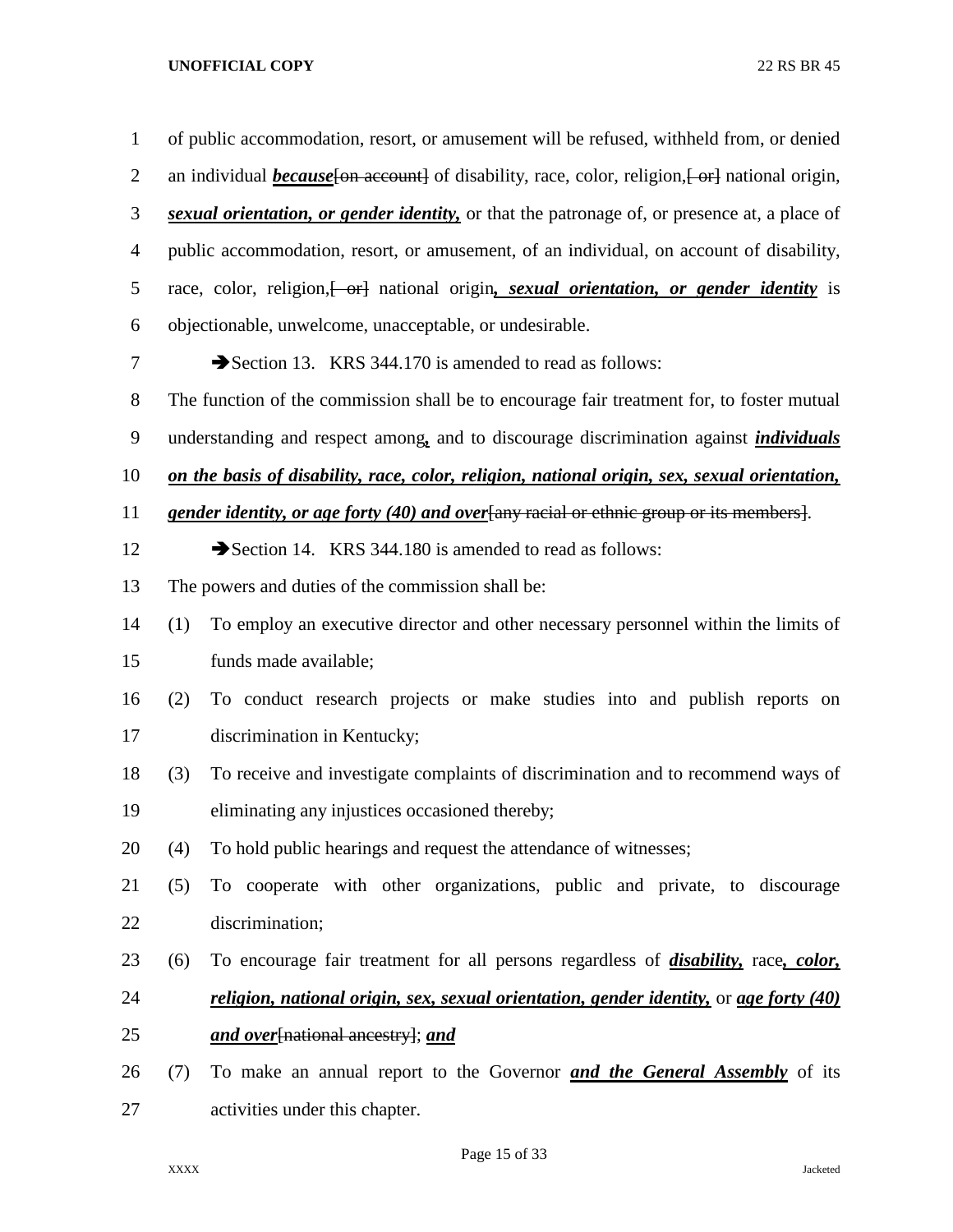of public accommodation, resort, or amusement will be refused, withheld from, or denied an individual ***because***[on account] of disability, race, color, religion,[ or] national origin, ***sexual orientation, or gender identity,*** or that the patronage of, or presence at, a place of public accommodation, resort, or amusement, of an individual, on account of disability, race, color, religion,[ or] national origin***, sexual orientation, or gender identity*** is objectionable, unwelcome, unacceptable, or undesirable.

➔Section 13. KRS 344.170 is amended to read as follows:

The function of the commission shall be to encourage fair treatment for, to foster mutual understanding and respect among***,*** and to discourage discrimination against ***individuals on the basis of disability, race, color, religion, national origin, sex, sexual orientation, gender identity, or age forty (40) and over***[any racial or ethnic group or its members].

➔Section 14. KRS 344.180 is amended to read as follows:

The powers and duties of the commission shall be:

(1) To employ an executive director and other necessary personnel within the limits of funds made available;

(2) To conduct research projects or make studies into and publish reports on discrimination in Kentucky;

(3) To receive and investigate complaints of discrimination and to recommend ways of eliminating any injustices occasioned thereby;

(4) To hold public hearings and request the attendance of witnesses;

(5) To cooperate with other organizations, public and private, to discourage discrimination;

(6) To encourage fair treatment for all persons regardless of ***disability,*** race***, color, religion, national origin, sex, sexual orientation, gender identity,*** or ***age forty (40) and over***[national ancestry]; ***and***

(7) To make an annual report to the Governor ***and the General Assembly*** of its activities under this chapter.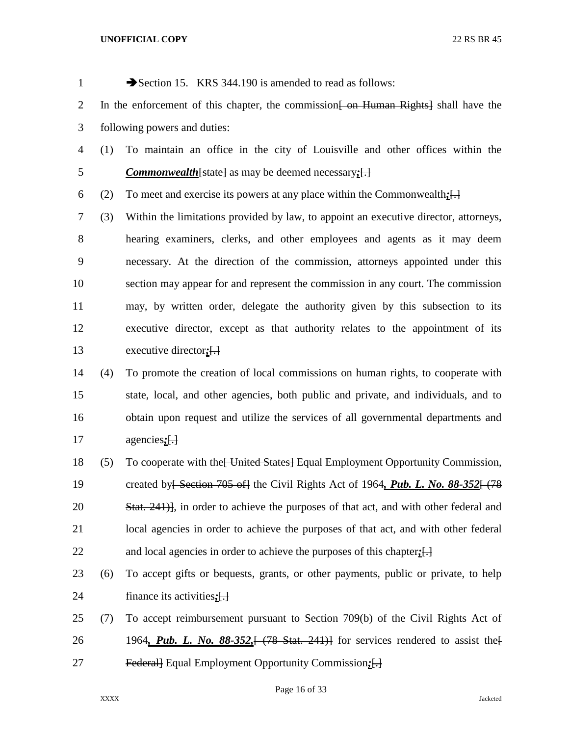➔Section 15. KRS 344.190 is amended to read as follows:

In the enforcement of this chapter, the commission[ on Human Rights] shall have the following powers and duties:

(1) To maintain an office in the city of Louisville and other offices within the ***Commonwealth***[state] as may be deemed necessary***;***[.]

(2) To meet and exercise its powers at any place within the Commonwealth***;***[.]

(3) Within the limitations provided by law, to appoint an executive director, attorneys, hearing examiners, clerks, and other employees and agents as it may deem necessary. At the direction of the commission, attorneys appointed under this section may appear for and represent the commission in any court. The commission may, by written order, delegate the authority given by this subsection to its executive director, except as that authority relates to the appointment of its executive director***;***[.]

(4) To promote the creation of local commissions on human rights, to cooperate with state, local, and other agencies, both public and private, and individuals, and to obtain upon request and utilize the services of all governmental departments and agencies***;***[.]

(5) To cooperate with the[ United States] Equal Employment Opportunity Commission, created by[ Section 705 of] the Civil Rights Act of 1964***, Pub. L. No. 88-352***[ (78 Stat. 241)], in order to achieve the purposes of that act, and with other federal and local agencies in order to achieve the purposes of that act, and with other federal and local agencies in order to achieve the purposes of this chapter***;***[.]

(6) To accept gifts or bequests, grants, or other payments, public or private, to help finance its activities***;***[.]

(7) To accept reimbursement pursuant to Section 709(b) of the Civil Rights Act of 1964***, Pub. L. No. 88-352,***[ (78 Stat. 241)] for services rendered to assist the[ Federal] Equal Employment Opportunity Commission***;***[.]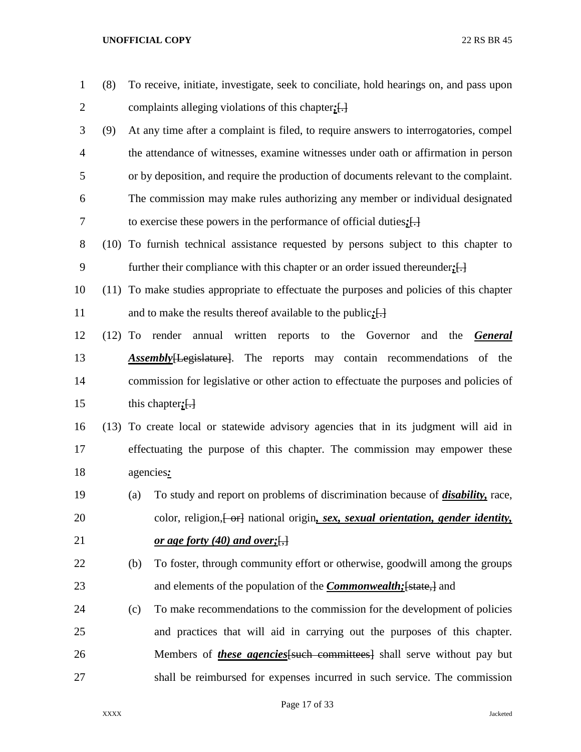(8) To receive, initiate, investigate, seek to conciliate, hold hearings on, and pass upon complaints alleging violations of this chapter***;***[.]

(9) At any time after a complaint is filed, to require answers to interrogatories, compel the attendance of witnesses, examine witnesses under oath or affirmation in person or by deposition, and require the production of documents relevant to the complaint. The commission may make rules authorizing any member or individual designated to exercise these powers in the performance of official duties***;***[.]

(10) To furnish technical assistance requested by persons subject to this chapter to further their compliance with this chapter or an order issued thereunder***;***[.]

(11) To make studies appropriate to effectuate the purposes and policies of this chapter and to make the results thereof available to the public***;***[.]

(12) To render annual written reports to the Governor and the ***General Assembly***[~~Legislature~~]. The reports may contain recommendations of the commission for legislative or other action to effectuate the purposes and policies of this chapter***;***[.]

(13) To create local or statewide advisory agencies that in its judgment will aid in effectuating the purpose of this chapter. The commission may empower these agencies***:***

(a) To study and report on problems of discrimination because of ***disability,*** race, color, religion,[~~ or~~] national origin***, sex, sexual orientation, gender identity, or age forty (40) and over;***[,]

(b) To foster, through community effort or otherwise, goodwill among the groups and elements of the population of the ***Commonwealth;***[~~state,~~] and

(c) To make recommendations to the commission for the development of policies and practices that will aid in carrying out the purposes of this chapter. Members of ***these agencies***[~~such committees~~] shall serve without pay but shall be reimbursed for expenses incurred in such service. The commission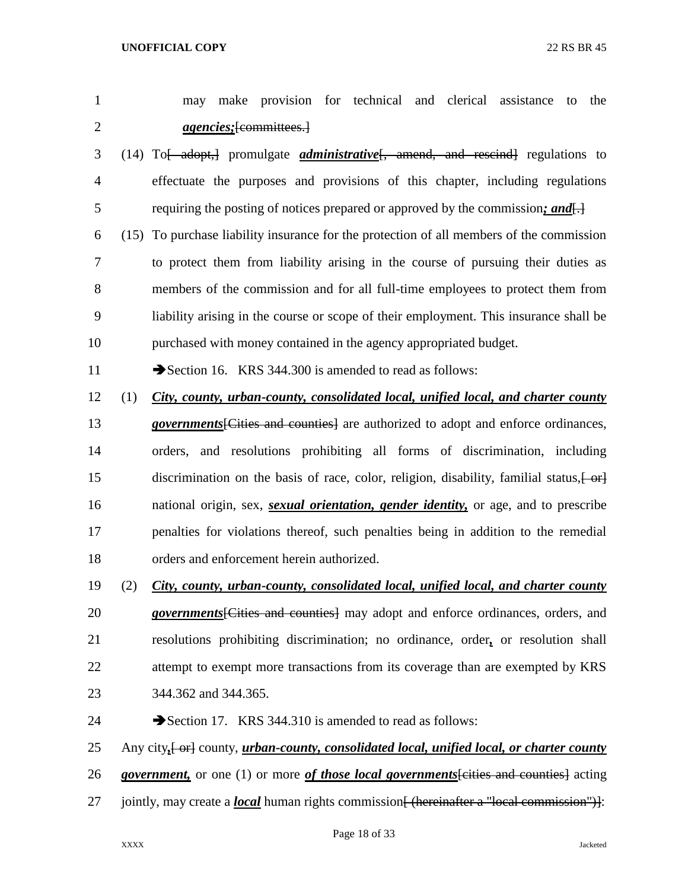may make provision for technical and clerical assistance to the ***agencies;***[committees.]

(14) To[ adopt,] promulgate ***administrative***[, amend, and rescind] regulations to effectuate the purposes and provisions of this chapter, including regulations requiring the posting of notices prepared or approved by the commission***; and***[.]

(15) To purchase liability insurance for the protection of all members of the commission to protect them from liability arising in the course of pursuing their duties as members of the commission and for all full-time employees to protect them from liability arising in the course or scope of their employment. This insurance shall be purchased with money contained in the agency appropriated budget.

➔Section 16. KRS 344.300 is amended to read as follows:

(1) ***City, county, urban-county, consolidated local, unified local, and charter county governments***[Cities and counties] are authorized to adopt and enforce ordinances, orders, and resolutions prohibiting all forms of discrimination, including discrimination on the basis of race, color, religion, disability, familial status,[ or] national origin, sex, ***sexual orientation, gender identity,*** or age, and to prescribe penalties for violations thereof, such penalties being in addition to the remedial orders and enforcement herein authorized.

(2) ***City, county, urban-county, consolidated local, unified local, and charter county governments***[Cities and counties] may adopt and enforce ordinances, orders, and resolutions prohibiting discrimination; no ordinance, order***,*** or resolution shall attempt to exempt more transactions from its coverage than are exempted by KRS 344.362 and 344.365.

➔Section 17. KRS 344.310 is amended to read as follows:

Any city***,***[ or] county, ***urban-county, consolidated local, unified local, or charter county government,*** or one (1) or more ***of those local governments***[cities and counties] acting jointly, may create a ***local*** human rights commission[ (hereinafter a "local commission")]: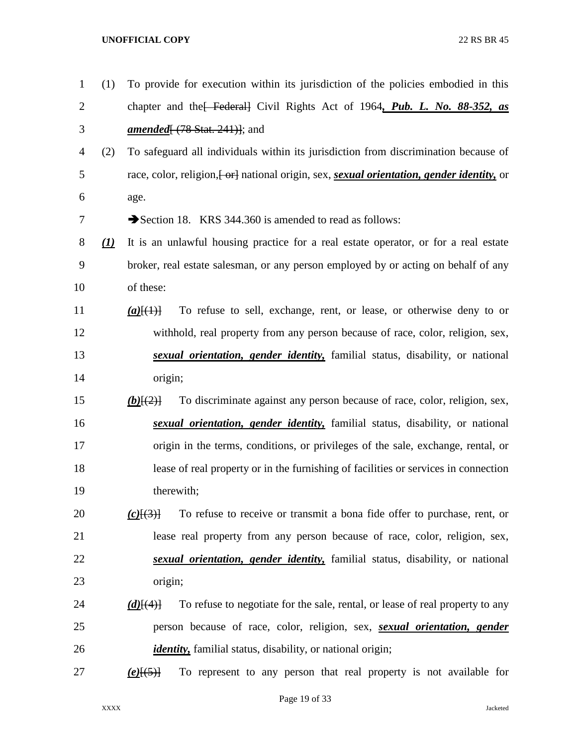(1) To provide for execution within its jurisdiction of the policies embodied in this chapter and the~~[ Federal]~~ Civil Rights Act of 1964***, Pub. L. No. 88-352, as amended***~~[ (78 Stat. 241)]~~; and

(2) To safeguard all individuals within its jurisdiction from discrimination because of race, color, religion,~~[ or]~~ national origin, sex, ***sexual orientation, gender identity,*** or age.

➔Section 18. KRS 344.360 is amended to read as follows:

***(1)*** It is an unlawful housing practice for a real estate operator, or for a real estate broker, real estate salesman, or any person employed by or acting on behalf of any of these:

***(a)***~~[(1)]~~ To refuse to sell, exchange, rent, or lease, or otherwise deny to or withhold, real property from any person because of race, color, religion, sex, ***sexual orientation, gender identity,*** familial status, disability, or national origin;

***(b)***~~[(2)]~~ To discriminate against any person because of race, color, religion, sex, ***sexual orientation, gender identity,*** familial status, disability, or national origin in the terms, conditions, or privileges of the sale, exchange, rental, or lease of real property or in the furnishing of facilities or services in connection therewith;

***(c)***~~[(3)]~~ To refuse to receive or transmit a bona fide offer to purchase, rent, or lease real property from any person because of race, color, religion, sex, ***sexual orientation, gender identity,*** familial status, disability, or national origin;

***(d)***~~[(4)]~~ To refuse to negotiate for the sale, rental, or lease of real property to any person because of race, color, religion, sex, ***sexual orientation, gender identity,*** familial status, disability, or national origin;

***(e)***~~[(5)]~~ To represent to any person that real property is not available for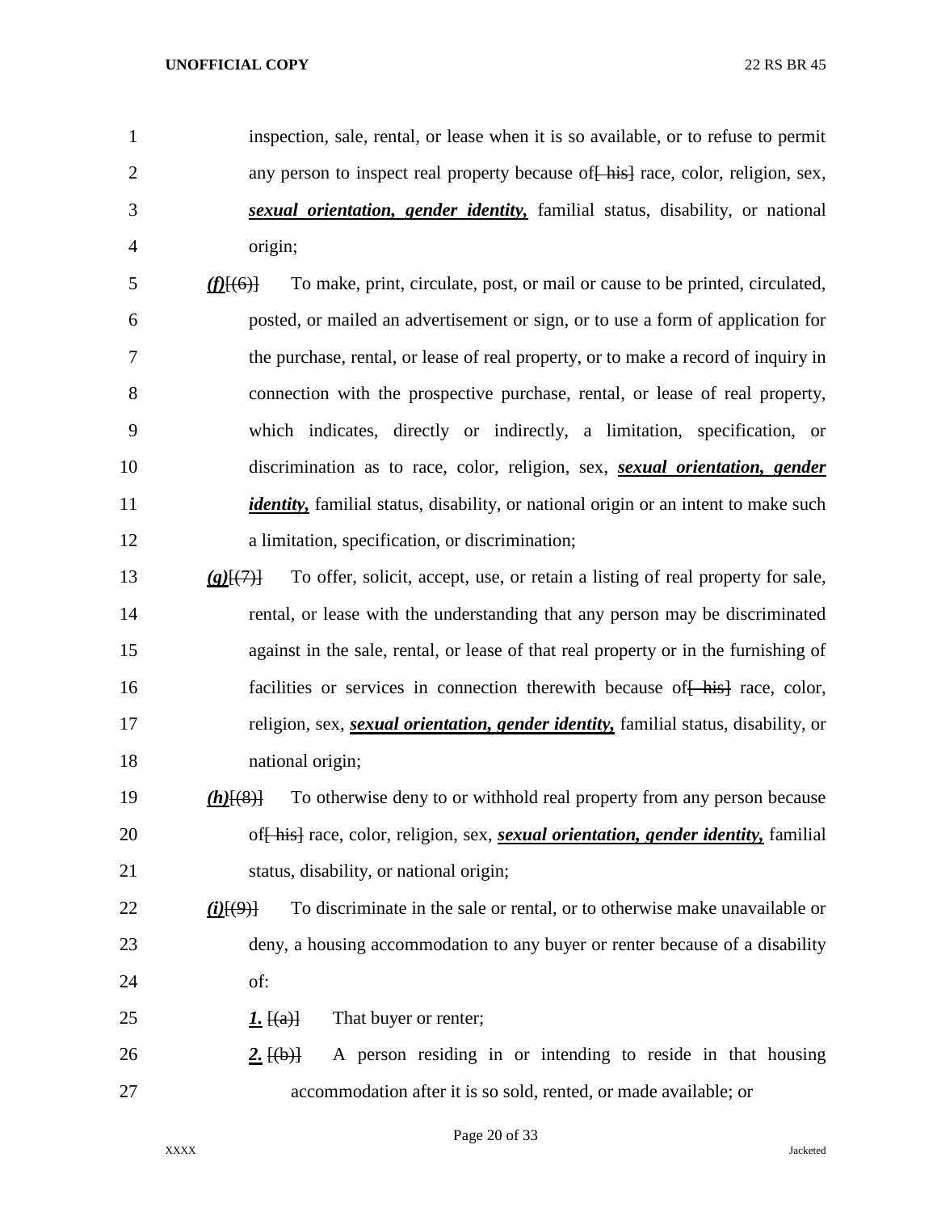inspection, sale, rental, or lease when it is so available, or to refuse to permit any person to inspect real property because of[ his] race, color, religion, sex, ***sexual orientation, gender identity,*** familial status, disability, or national origin;

***(f)***[(6)] To make, print, circulate, post, or mail or cause to be printed, circulated, posted, or mailed an advertisement or sign, or to use a form of application for the purchase, rental, or lease of real property, or to make a record of inquiry in connection with the prospective purchase, rental, or lease of real property, which indicates, directly or indirectly, a limitation, specification, or discrimination as to race, color, religion, sex, ***sexual orientation, gender identity,*** familial status, disability, or national origin or an intent to make such a limitation, specification, or discrimination;

***(g)***[(7)] To offer, solicit, accept, use, or retain a listing of real property for sale, rental, or lease with the understanding that any person may be discriminated against in the sale, rental, or lease of that real property or in the furnishing of facilities or services in connection therewith because of[ his] race, color, religion, sex, ***sexual orientation, gender identity,*** familial status, disability, or national origin;

***(h)***[(8)] To otherwise deny to or withhold real property from any person because of[ his] race, color, religion, sex, ***sexual orientation, gender identity,*** familial status, disability, or national origin;

***(i)***[(9)] To discriminate in the sale or rental, or to otherwise make unavailable or deny, a housing accommodation to any buyer or renter because of a disability of:

***1.*** [(a)] That buyer or renter;

***2.*** [(b)] A person residing in or intending to reside in that housing accommodation after it is so sold, rented, or made available; or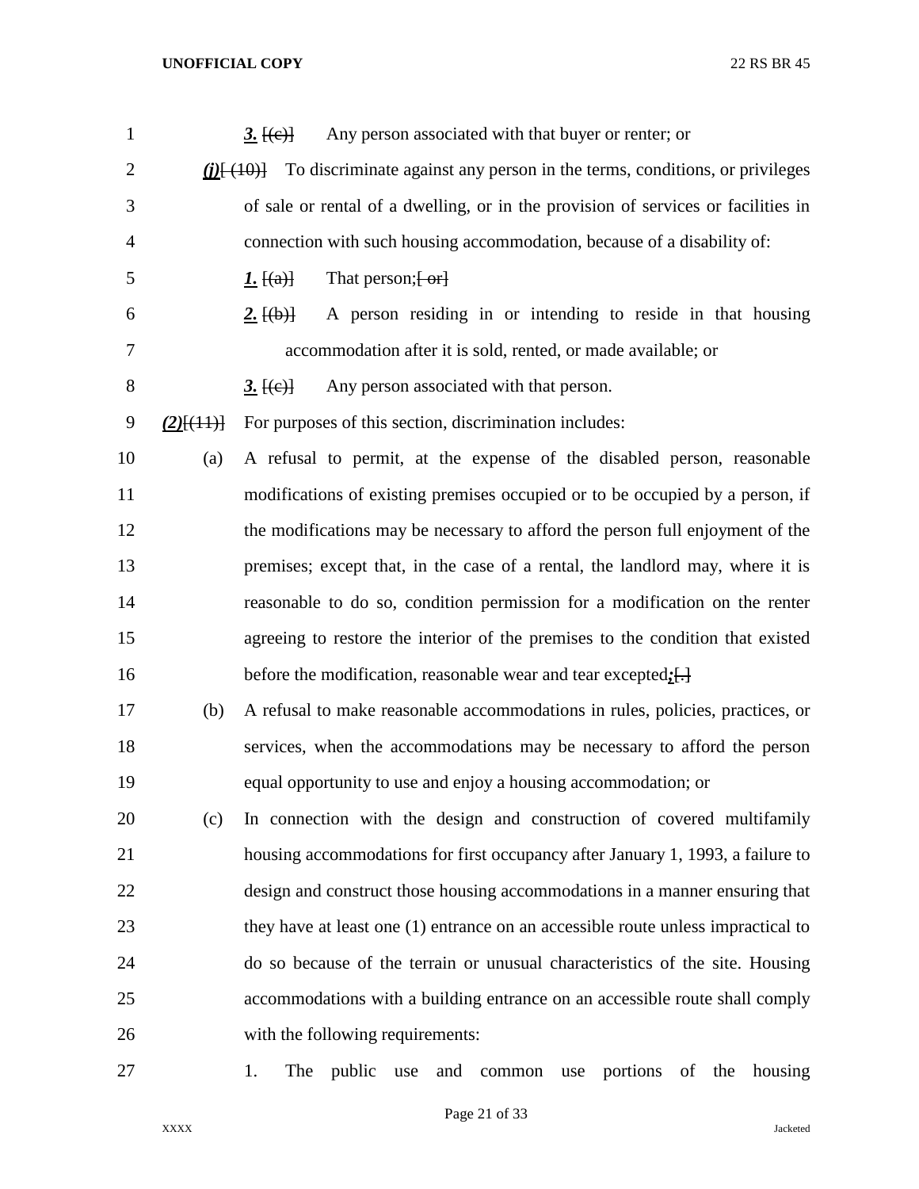***3.*** [(c)] Any person associated with that buyer or renter; or

***(j)***[ (10)] To discriminate against any person in the terms, conditions, or privileges of sale or rental of a dwelling, or in the provision of services or facilities in connection with such housing accommodation, because of a disability of:

***1.*** [(a)] That person;[ or]

***2.*** [(b)] A person residing in or intending to reside in that housing accommodation after it is sold, rented, or made available; or

***3.*** [(c)] Any person associated with that person.

***(2)***[(11)] For purposes of this section, discrimination includes:

(a) A refusal to permit, at the expense of the disabled person, reasonable modifications of existing premises occupied or to be occupied by a person, if the modifications may be necessary to afford the person full enjoyment of the premises; except that, in the case of a rental, the landlord may, where it is reasonable to do so, condition permission for a modification on the renter agreeing to restore the interior of the premises to the condition that existed before the modification, reasonable wear and tear excepted***;***[.]

(b) A refusal to make reasonable accommodations in rules, policies, practices, or services, when the accommodations may be necessary to afford the person equal opportunity to use and enjoy a housing accommodation; or

(c) In connection with the design and construction of covered multifamily housing accommodations for first occupancy after January 1, 1993, a failure to design and construct those housing accommodations in a manner ensuring that they have at least one (1) entrance on an accessible route unless impractical to do so because of the terrain or unusual characteristics of the site. Housing accommodations with a building entrance on an accessible route shall comply with the following requirements:

1. The public use and common use portions of the housing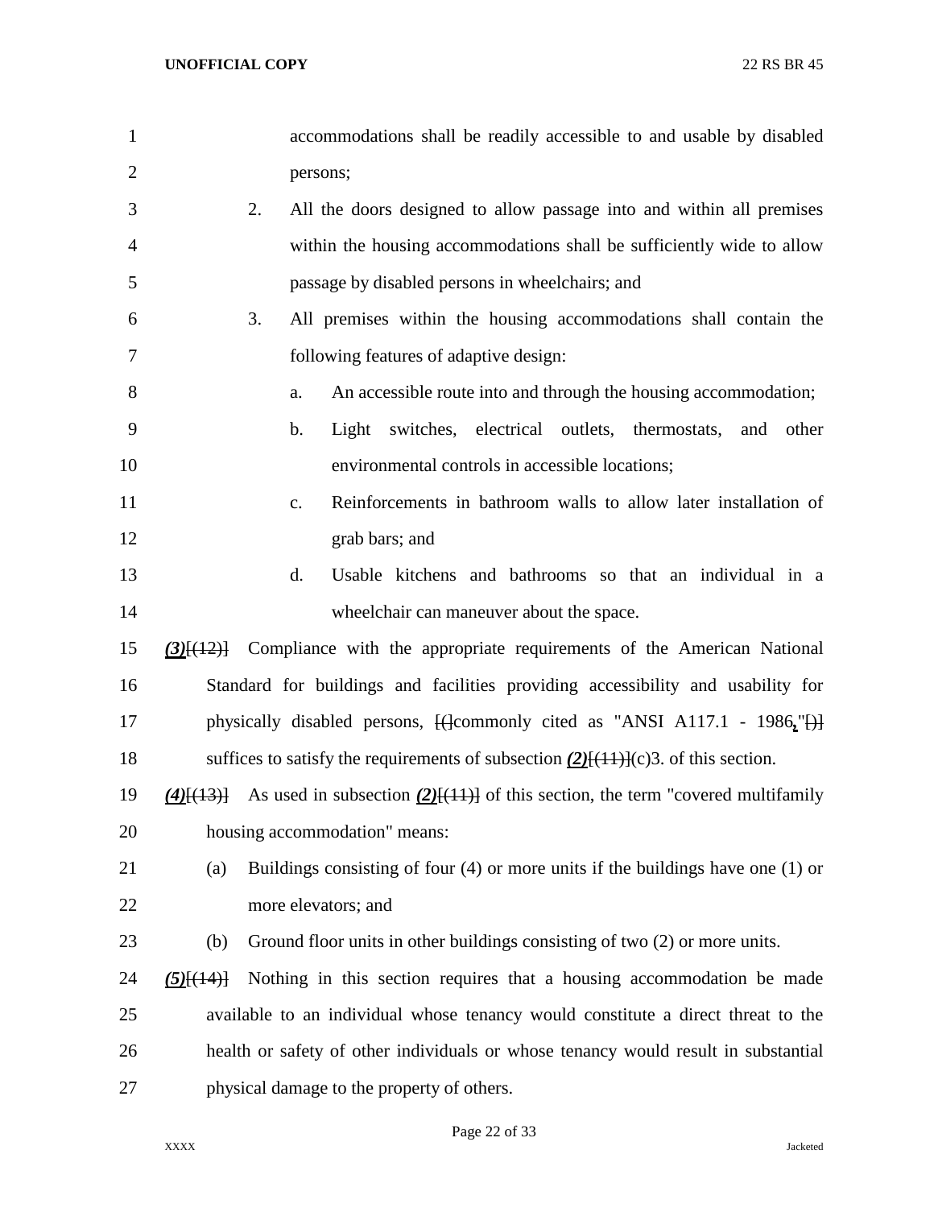accommodations shall be readily accessible to and usable by disabled persons;

2. All the doors designed to allow passage into and within all premises within the housing accommodations shall be sufficiently wide to allow passage by disabled persons in wheelchairs; and

3. All premises within the housing accommodations shall contain the following features of adaptive design:

   a. An accessible route into and through the housing accommodation;

   b. Light switches, electrical outlets, thermostats, and other environmental controls in accessible locations;

   c. Reinforcements in bathroom walls to allow later installation of grab bars; and

   d. Usable kitchens and bathrooms so that an individual in a wheelchair can maneuver about the space.

***(3)***~~[(12)]~~ Compliance with the appropriate requirements of the American National Standard for buildings and facilities providing accessibility and usability for physically disabled persons, ~~[(]~~commonly cited as "ANSI A117.1 - 1986**,**"~~[)]~~ suffices to satisfy the requirements of subsection ***(2)***~~[(11)]~~(c)3. of this section.

***(4)***~~[(13)]~~ As used in subsection ***(2)***~~[(11)]~~ of this section, the term "covered multifamily housing accommodation" means:

(a) Buildings consisting of four (4) or more units if the buildings have one (1) or more elevators; and

(b) Ground floor units in other buildings consisting of two (2) or more units.

***(5)***~~[(14)]~~ Nothing in this section requires that a housing accommodation be made available to an individual whose tenancy would constitute a direct threat to the health or safety of other individuals or whose tenancy would result in substantial physical damage to the property of others.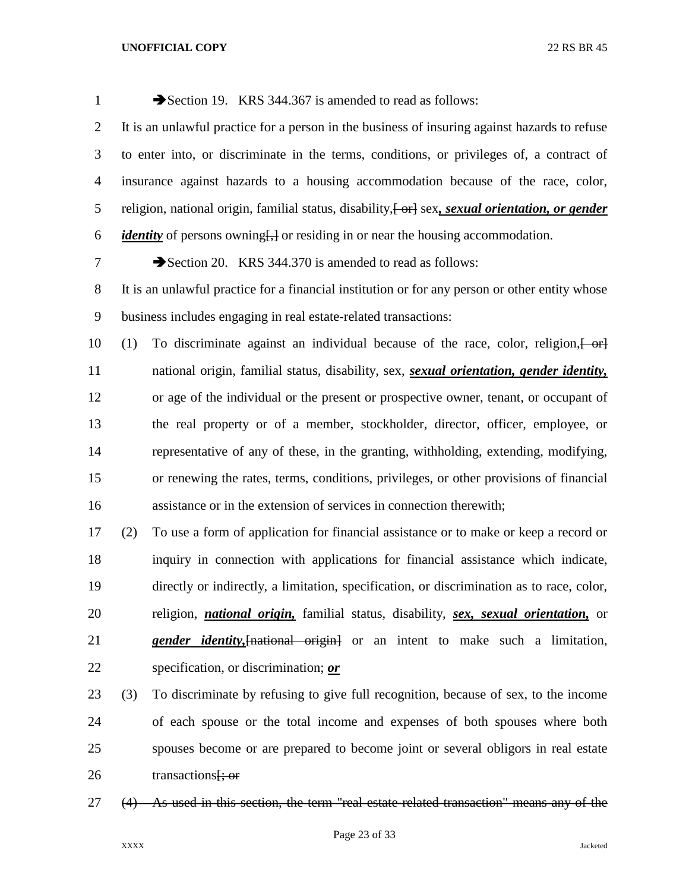➔Section 19. KRS 344.367 is amended to read as follows:

It is an unlawful practice for a person in the business of insuring against hazards to refuse to enter into, or discriminate in the terms, conditions, or privileges of, a contract of insurance against hazards to a housing accommodation because of the race, color, religion, national origin, familial status, disability,~~[ or]~~ sex***, sexual orientation, or gender identity*** of persons owning~~[,]~~ or residing in or near the housing accommodation.

➔Section 20. KRS 344.370 is amended to read as follows:

It is an unlawful practice for a financial institution or for any person or other entity whose business includes engaging in real estate-related transactions:

(1) To discriminate against an individual because of the race, color, religion,~~[ or]~~ national origin, familial status, disability, sex, ***sexual orientation, gender identity,*** or age of the individual or the present or prospective owner, tenant, or occupant of the real property or of a member, stockholder, director, officer, employee, or representative of any of these, in the granting, withholding, extending, modifying, or renewing the rates, terms, conditions, privileges, or other provisions of financial assistance or in the extension of services in connection therewith;

(2) To use a form of application for financial assistance or to make or keep a record or inquiry in connection with applications for financial assistance which indicate, directly or indirectly, a limitation, specification, or discrimination as to race, color, religion, ***national origin,*** familial status, disability, ***sex, sexual orientation,*** or ***gender identity,***~~[national origin]~~ or an intent to make such a limitation, specification, or discrimination; ***or***

(3) To discriminate by refusing to give full recognition, because of sex, to the income of each spouse or the total income and expenses of both spouses where both spouses become or are prepared to become joint or several obligors in real estate transactions~~[; or~~

~~(4) As used in this section, the term "real estate-related transaction" means any of the~~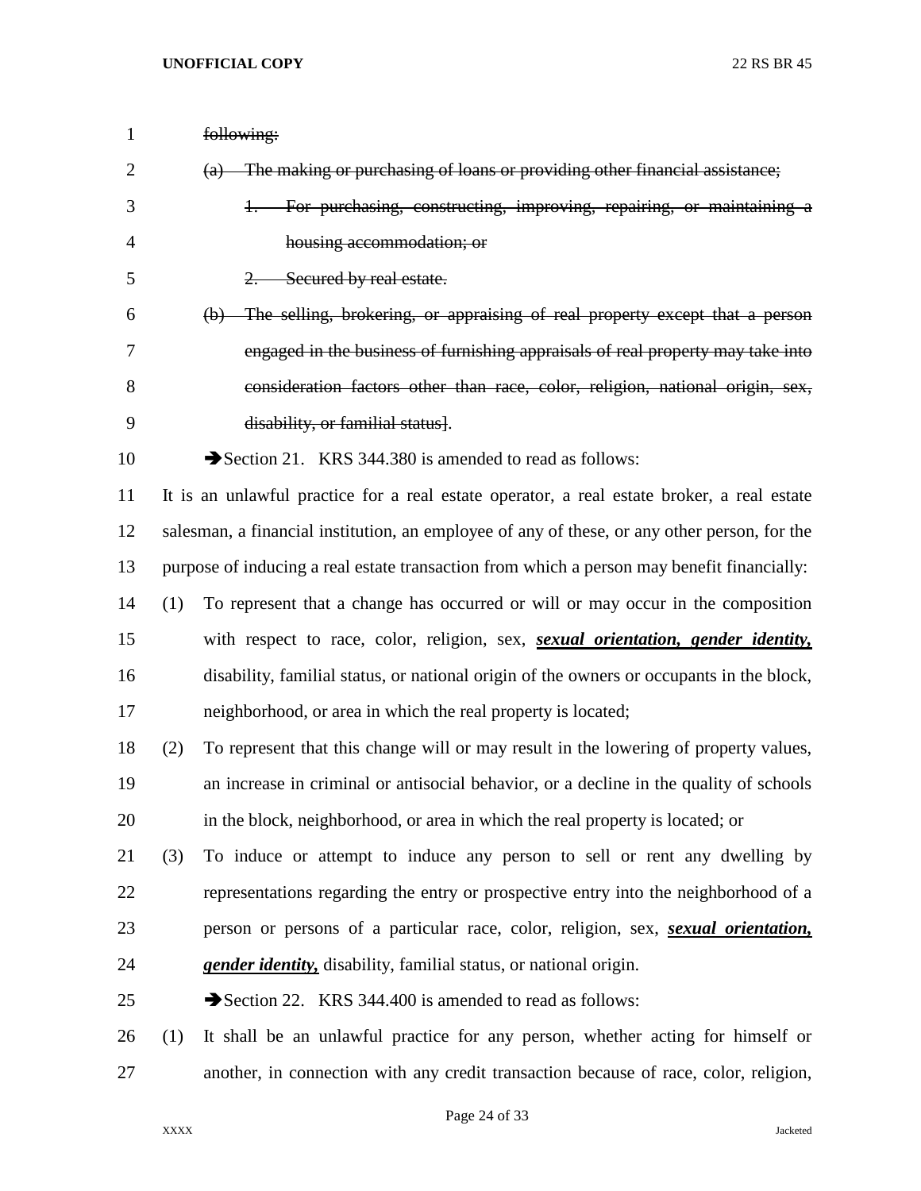~~following:~~

~~(a) The making or purchasing of loans or providing other financial assistance;~~

~~1. For purchasing, constructing, improving, repairing, or maintaining a housing accommodation; or~~

~~2. Secured by real estate.~~

~~(b) The selling, brokering, or appraising of real property except that a person engaged in the business of furnishing appraisals of real property may take into consideration factors other than race, color, religion, national origin, sex, disability, or familial status~~].

➔Section 21. KRS 344.380 is amended to read as follows:

It is an unlawful practice for a real estate operator, a real estate broker, a real estate salesman, a financial institution, an employee of any of these, or any other person, for the purpose of inducing a real estate transaction from which a person may benefit financially:

(1) To represent that a change has occurred or will or may occur in the composition with respect to race, color, religion, sex, ***sexual orientation, gender identity,*** disability, familial status, or national origin of the owners or occupants in the block, neighborhood, or area in which the real property is located;

(2) To represent that this change will or may result in the lowering of property values, an increase in criminal or antisocial behavior, or a decline in the quality of schools in the block, neighborhood, or area in which the real property is located; or

(3) To induce or attempt to induce any person to sell or rent any dwelling by representations regarding the entry or prospective entry into the neighborhood of a person or persons of a particular race, color, religion, sex, ***sexual orientation, gender identity,*** disability, familial status, or national origin.

➔Section 22. KRS 344.400 is amended to read as follows:

(1) It shall be an unlawful practice for any person, whether acting for himself or another, in connection with any credit transaction because of race, color, religion,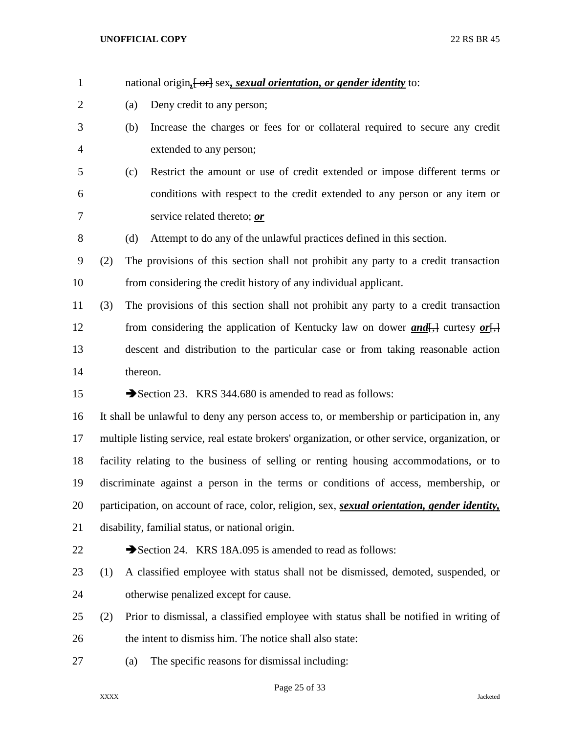national origin*,*[ or] sex*, sexual orientation, or gender identity* to:

(a) Deny credit to any person;

(b) Increase the charges or fees for or collateral required to secure any credit extended to any person;

(c) Restrict the amount or use of credit extended or impose different terms or conditions with respect to the credit extended to any person or any item or service related thereto; ***or***

(d) Attempt to do any of the unlawful practices defined in this section.

(2) The provisions of this section shall not prohibit any party to a credit transaction from considering the credit history of any individual applicant.

(3) The provisions of this section shall not prohibit any party to a credit transaction from considering the application of Kentucky law on dower ***and***[,] curtesy ***or***[,] descent and distribution to the particular case or from taking reasonable action thereon.

➔Section 23. KRS 344.680 is amended to read as follows:

It shall be unlawful to deny any person access to, or membership or participation in, any multiple listing service, real estate brokers' organization, or other service, organization, or facility relating to the business of selling or renting housing accommodations, or to discriminate against a person in the terms or conditions of access, membership, or participation, on account of race, color, religion, sex, ***sexual orientation, gender identity,*** disability, familial status, or national origin.

➔Section 24. KRS 18A.095 is amended to read as follows:

(1) A classified employee with status shall not be dismissed, demoted, suspended, or otherwise penalized except for cause.

(2) Prior to dismissal, a classified employee with status shall be notified in writing of the intent to dismiss him. The notice shall also state:

(a) The specific reasons for dismissal including: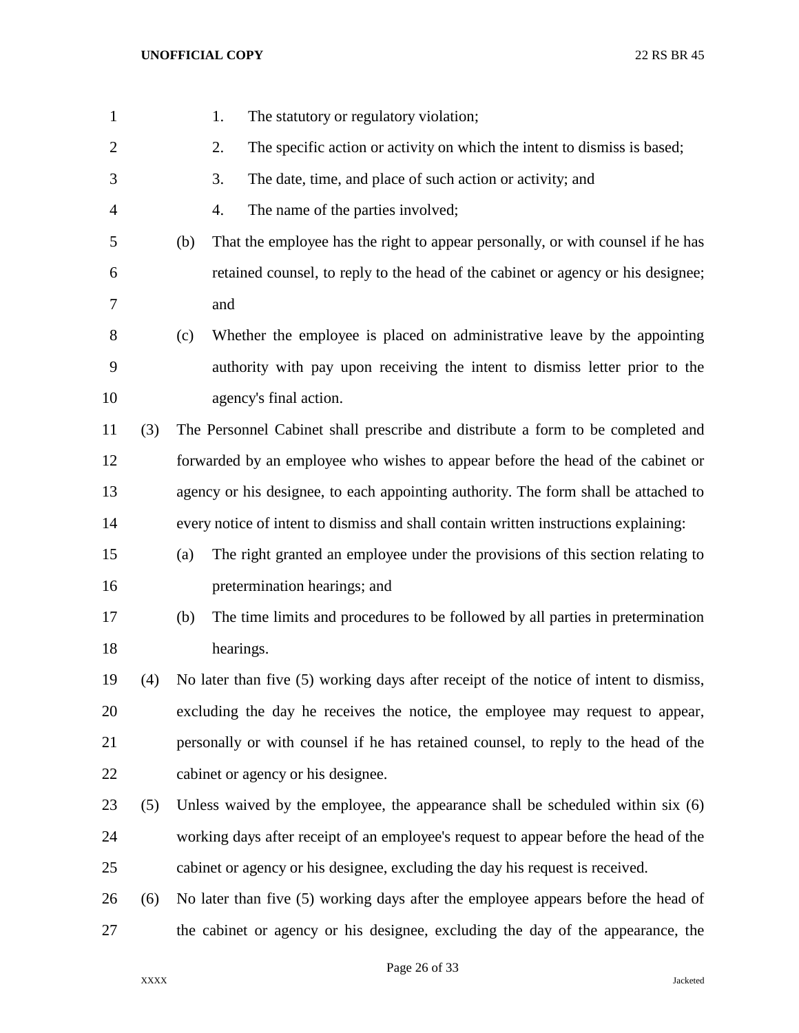1. The statutory or regulatory violation;
2. The specific action or activity on which the intent to dismiss is based;
3. The date, time, and place of such action or activity; and
4. The name of the parties involved;

(b) That the employee has the right to appear personally, or with counsel if he has retained counsel, to reply to the head of the cabinet or agency or his designee; and

(c) Whether the employee is placed on administrative leave by the appointing authority with pay upon receiving the intent to dismiss letter prior to the agency's final action.

(3) The Personnel Cabinet shall prescribe and distribute a form to be completed and forwarded by an employee who wishes to appear before the head of the cabinet or agency or his designee, to each appointing authority. The form shall be attached to every notice of intent to dismiss and shall contain written instructions explaining:

(a) The right granted an employee under the provisions of this section relating to pretermination hearings; and

(b) The time limits and procedures to be followed by all parties in pretermination hearings.

(4) No later than five (5) working days after receipt of the notice of intent to dismiss, excluding the day he receives the notice, the employee may request to appear, personally or with counsel if he has retained counsel, to reply to the head of the cabinet or agency or his designee.

(5) Unless waived by the employee, the appearance shall be scheduled within six (6) working days after receipt of an employee's request to appear before the head of the cabinet or agency or his designee, excluding the day his request is received.

(6) No later than five (5) working days after the employee appears before the head of the cabinet or agency or his designee, excluding the day of the appearance, the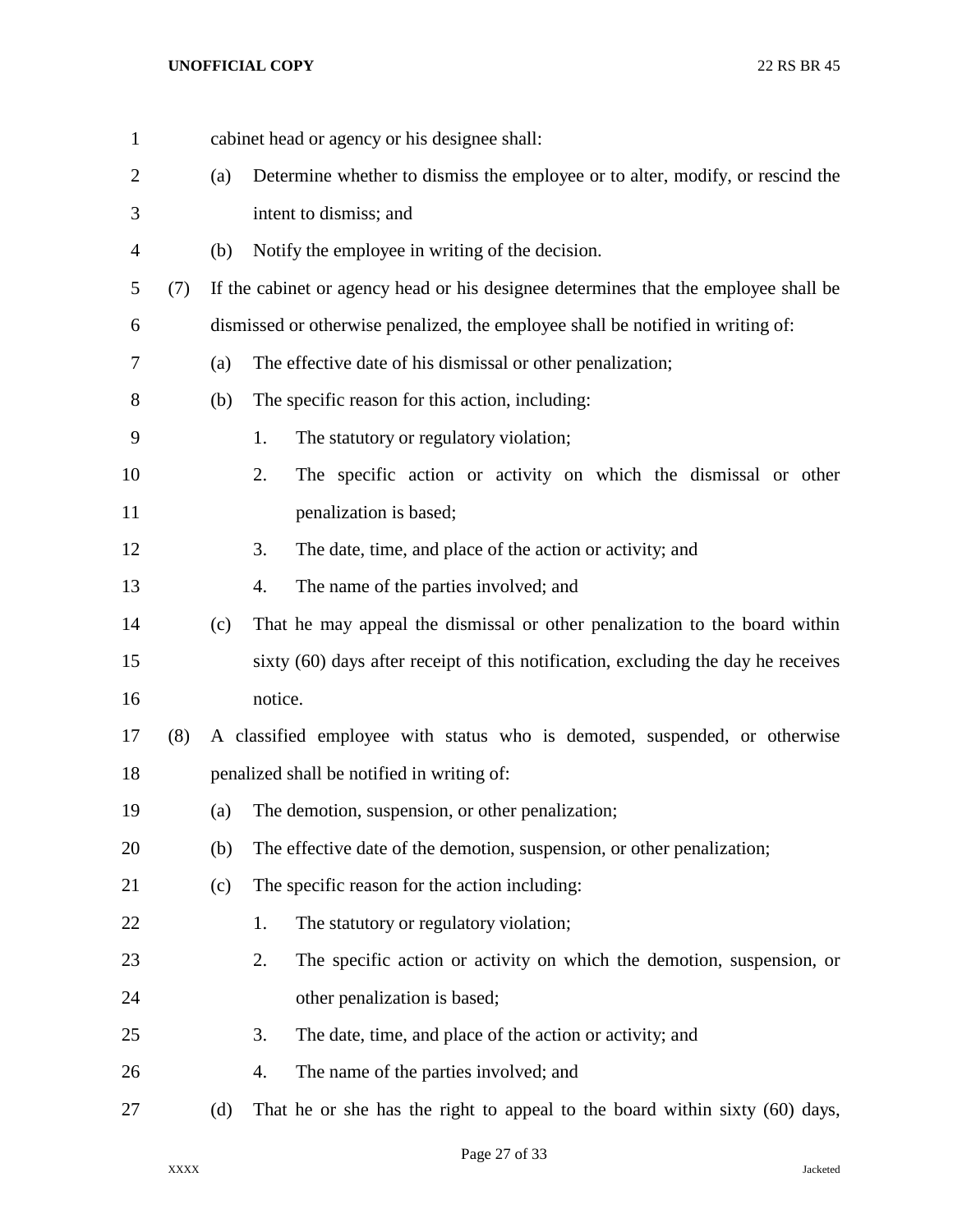cabinet head or agency or his designee shall:

(a) Determine whether to dismiss the employee or to alter, modify, or rescind the intent to dismiss; and

(b) Notify the employee in writing of the decision.

(7) If the cabinet or agency head or his designee determines that the employee shall be dismissed or otherwise penalized, the employee shall be notified in writing of:

(a) The effective date of his dismissal or other penalization;

(b) The specific reason for this action, including:

1. The statutory or regulatory violation;

2. The specific action or activity on which the dismissal or other penalization is based;

3. The date, time, and place of the action or activity; and

4. The name of the parties involved; and

(c) That he may appeal the dismissal or other penalization to the board within sixty (60) days after receipt of this notification, excluding the day he receives notice.

(8) A classified employee with status who is demoted, suspended, or otherwise penalized shall be notified in writing of:

(a) The demotion, suspension, or other penalization;

(b) The effective date of the demotion, suspension, or other penalization;

(c) The specific reason for the action including:

1. The statutory or regulatory violation;

2. The specific action or activity on which the demotion, suspension, or other penalization is based;

3. The date, time, and place of the action or activity; and

4. The name of the parties involved; and

(d) That he or she has the right to appeal to the board within sixty (60) days,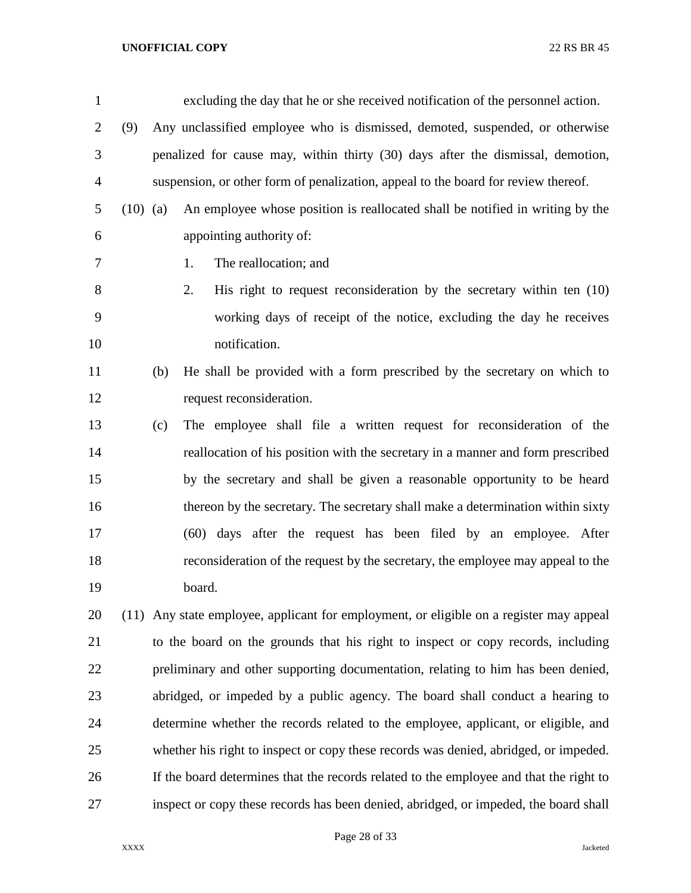excluding the day that he or she received notification of the personnel action.

(9) Any unclassified employee who is dismissed, demoted, suspended, or otherwise penalized for cause may, within thirty (30) days after the dismissal, demotion, suspension, or other form of penalization, appeal to the board for review thereof.

(10) (a) An employee whose position is reallocated shall be notified in writing by the appointing authority of:

1. The reallocation; and
2. His right to request reconsideration by the secretary within ten (10) working days of receipt of the notice, excluding the day he receives notification.

(b) He shall be provided with a form prescribed by the secretary on which to request reconsideration.

(c) The employee shall file a written request for reconsideration of the reallocation of his position with the secretary in a manner and form prescribed by the secretary and shall be given a reasonable opportunity to be heard thereon by the secretary. The secretary shall make a determination within sixty (60) days after the request has been filed by an employee. After reconsideration of the request by the secretary, the employee may appeal to the board.

(11) Any state employee, applicant for employment, or eligible on a register may appeal to the board on the grounds that his right to inspect or copy records, including preliminary and other supporting documentation, relating to him has been denied, abridged, or impeded by a public agency. The board shall conduct a hearing to determine whether the records related to the employee, applicant, or eligible, and whether his right to inspect or copy these records was denied, abridged, or impeded. If the board determines that the records related to the employee and that the right to inspect or copy these records has been denied, abridged, or impeded, the board shall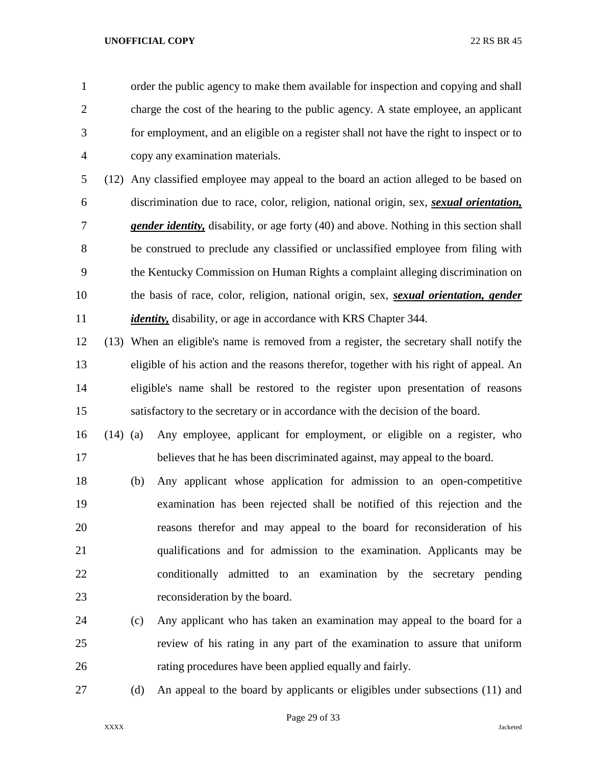order the public agency to make them available for inspection and copying and shall charge the cost of the hearing to the public agency. A state employee, an applicant for employment, and an eligible on a register shall not have the right to inspect or to copy any examination materials.

(12) Any classified employee may appeal to the board an action alleged to be based on discrimination due to race, color, religion, national origin, sex, ***sexual orientation, gender identity,*** disability, or age forty (40) and above. Nothing in this section shall be construed to preclude any classified or unclassified employee from filing with the Kentucky Commission on Human Rights a complaint alleging discrimination on the basis of race, color, religion, national origin, sex, ***sexual orientation, gender identity,*** disability, or age in accordance with KRS Chapter 344.

(13) When an eligible's name is removed from a register, the secretary shall notify the eligible of his action and the reasons therefor, together with his right of appeal. An eligible's name shall be restored to the register upon presentation of reasons satisfactory to the secretary or in accordance with the decision of the board.

(14) (a) Any employee, applicant for employment, or eligible on a register, who believes that he has been discriminated against, may appeal to the board.

(b) Any applicant whose application for admission to an open-competitive examination has been rejected shall be notified of this rejection and the reasons therefor and may appeal to the board for reconsideration of his qualifications and for admission to the examination. Applicants may be conditionally admitted to an examination by the secretary pending reconsideration by the board.

(c) Any applicant who has taken an examination may appeal to the board for a review of his rating in any part of the examination to assure that uniform rating procedures have been applied equally and fairly.

(d) An appeal to the board by applicants or eligibles under subsections (11) and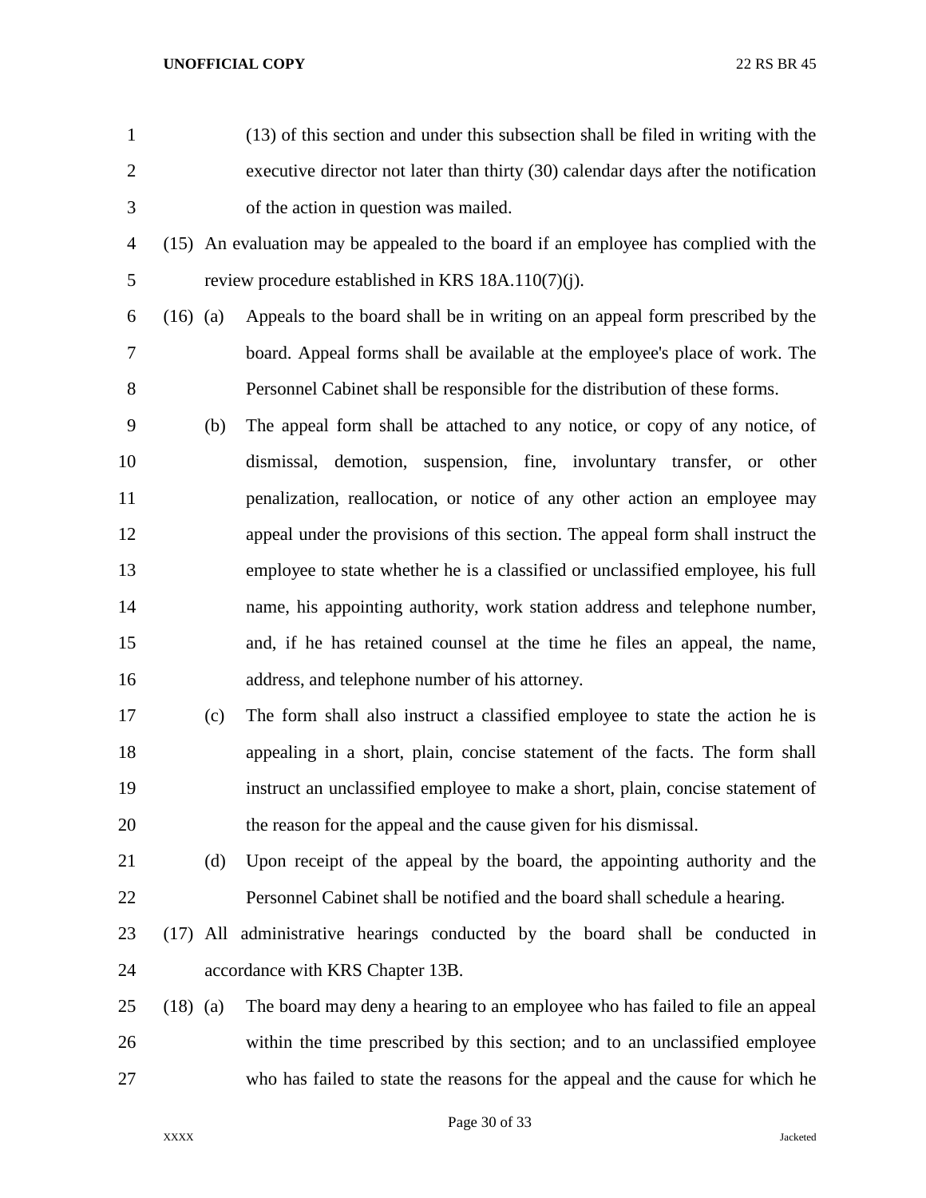(13) of this section and under this subsection shall be filed in writing with the executive director not later than thirty (30) calendar days after the notification of the action in question was mailed.

(15) An evaluation may be appealed to the board if an employee has complied with the review procedure established in KRS 18A.110(7)(j).

(16) (a) Appeals to the board shall be in writing on an appeal form prescribed by the board. Appeal forms shall be available at the employee's place of work. The Personnel Cabinet shall be responsible for the distribution of these forms.

(b) The appeal form shall be attached to any notice, or copy of any notice, of dismissal, demotion, suspension, fine, involuntary transfer, or other penalization, reallocation, or notice of any other action an employee may appeal under the provisions of this section. The appeal form shall instruct the employee to state whether he is a classified or unclassified employee, his full name, his appointing authority, work station address and telephone number, and, if he has retained counsel at the time he files an appeal, the name, address, and telephone number of his attorney.

(c) The form shall also instruct a classified employee to state the action he is appealing in a short, plain, concise statement of the facts. The form shall instruct an unclassified employee to make a short, plain, concise statement of the reason for the appeal and the cause given for his dismissal.

(d) Upon receipt of the appeal by the board, the appointing authority and the Personnel Cabinet shall be notified and the board shall schedule a hearing.

(17) All administrative hearings conducted by the board shall be conducted in accordance with KRS Chapter 13B.

(18) (a) The board may deny a hearing to an employee who has failed to file an appeal within the time prescribed by this section; and to an unclassified employee who has failed to state the reasons for the appeal and the cause for which he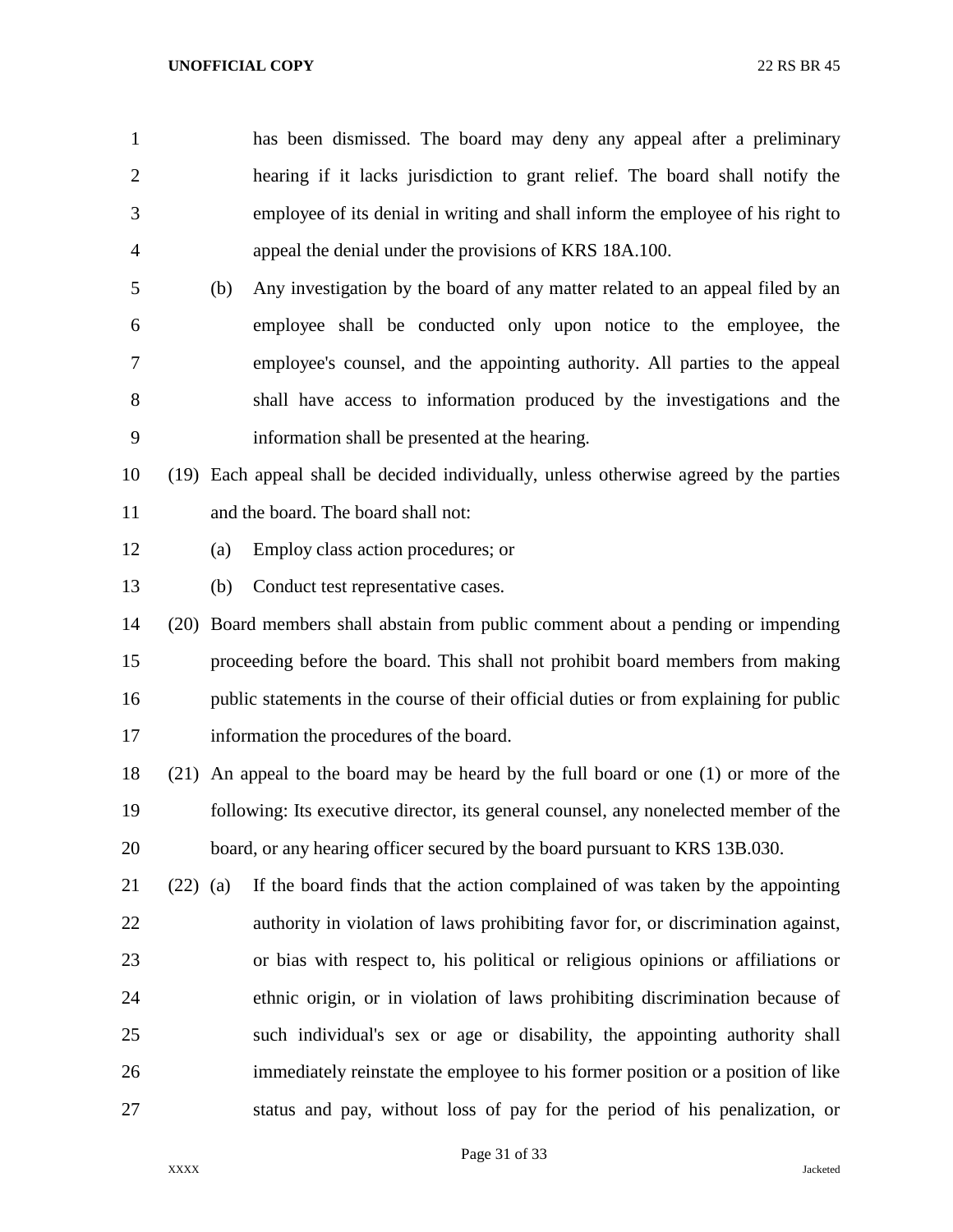has been dismissed. The board may deny any appeal after a preliminary hearing if it lacks jurisdiction to grant relief. The board shall notify the employee of its denial in writing and shall inform the employee of his right to appeal the denial under the provisions of KRS 18A.100.

(b) Any investigation by the board of any matter related to an appeal filed by an employee shall be conducted only upon notice to the employee, the employee's counsel, and the appointing authority. All parties to the appeal shall have access to information produced by the investigations and the information shall be presented at the hearing.

(19) Each appeal shall be decided individually, unless otherwise agreed by the parties and the board. The board shall not:

(a) Employ class action procedures; or

(b) Conduct test representative cases.

(20) Board members shall abstain from public comment about a pending or impending proceeding before the board. This shall not prohibit board members from making public statements in the course of their official duties or from explaining for public information the procedures of the board.

(21) An appeal to the board may be heard by the full board or one (1) or more of the following: Its executive director, its general counsel, any nonelected member of the board, or any hearing officer secured by the board pursuant to KRS 13B.030.

(22) (a) If the board finds that the action complained of was taken by the appointing authority in violation of laws prohibiting favor for, or discrimination against, or bias with respect to, his political or religious opinions or affiliations or ethnic origin, or in violation of laws prohibiting discrimination because of such individual's sex or age or disability, the appointing authority shall immediately reinstate the employee to his former position or a position of like status and pay, without loss of pay for the period of his penalization, or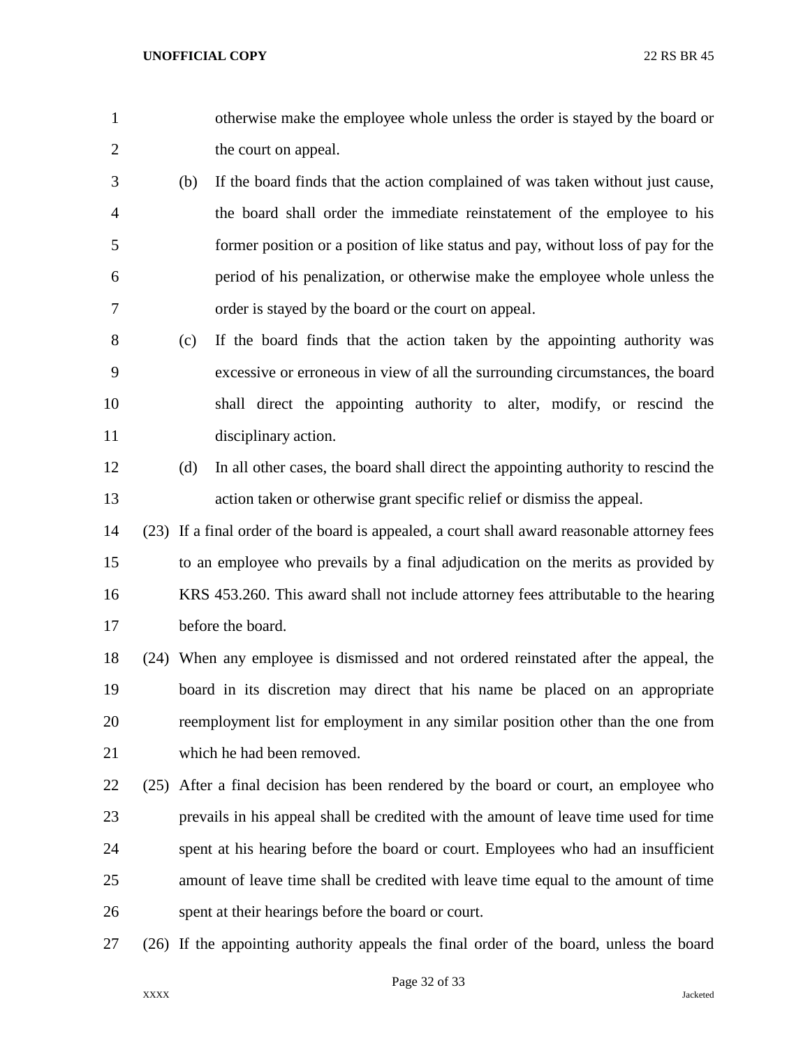otherwise make the employee whole unless the order is stayed by the board or the court on appeal.

(b) If the board finds that the action complained of was taken without just cause, the board shall order the immediate reinstatement of the employee to his former position or a position of like status and pay, without loss of pay for the period of his penalization, or otherwise make the employee whole unless the order is stayed by the board or the court on appeal.

(c) If the board finds that the action taken by the appointing authority was excessive or erroneous in view of all the surrounding circumstances, the board shall direct the appointing authority to alter, modify, or rescind the disciplinary action.

(d) In all other cases, the board shall direct the appointing authority to rescind the action taken or otherwise grant specific relief or dismiss the appeal.

(23) If a final order of the board is appealed, a court shall award reasonable attorney fees to an employee who prevails by a final adjudication on the merits as provided by KRS 453.260. This award shall not include attorney fees attributable to the hearing before the board.

(24) When any employee is dismissed and not ordered reinstated after the appeal, the board in its discretion may direct that his name be placed on an appropriate reemployment list for employment in any similar position other than the one from which he had been removed.

(25) After a final decision has been rendered by the board or court, an employee who prevails in his appeal shall be credited with the amount of leave time used for time spent at his hearing before the board or court. Employees who had an insufficient amount of leave time shall be credited with leave time equal to the amount of time spent at their hearings before the board or court.

(26) If the appointing authority appeals the final order of the board, unless the board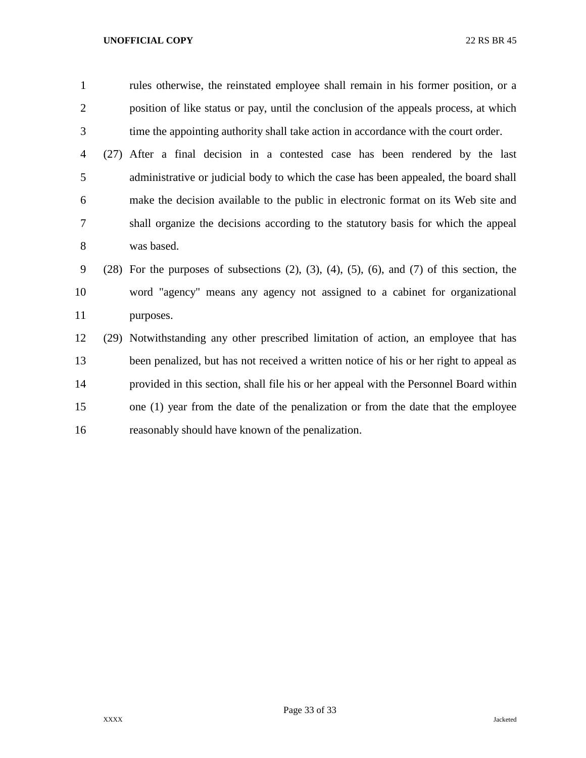rules otherwise, the reinstated employee shall remain in his former position, or a position of like status or pay, until the conclusion of the appeals process, at which time the appointing authority shall take action in accordance with the court order.

(27) After a final decision in a contested case has been rendered by the last administrative or judicial body to which the case has been appealed, the board shall make the decision available to the public in electronic format on its Web site and shall organize the decisions according to the statutory basis for which the appeal was based.

(28) For the purposes of subsections (2), (3), (4), (5), (6), and (7) of this section, the word "agency" means any agency not assigned to a cabinet for organizational purposes.

(29) Notwithstanding any other prescribed limitation of action, an employee that has been penalized, but has not received a written notice of his or her right to appeal as provided in this section, shall file his or her appeal with the Personnel Board within one (1) year from the date of the penalization or from the date that the employee reasonably should have known of the penalization.